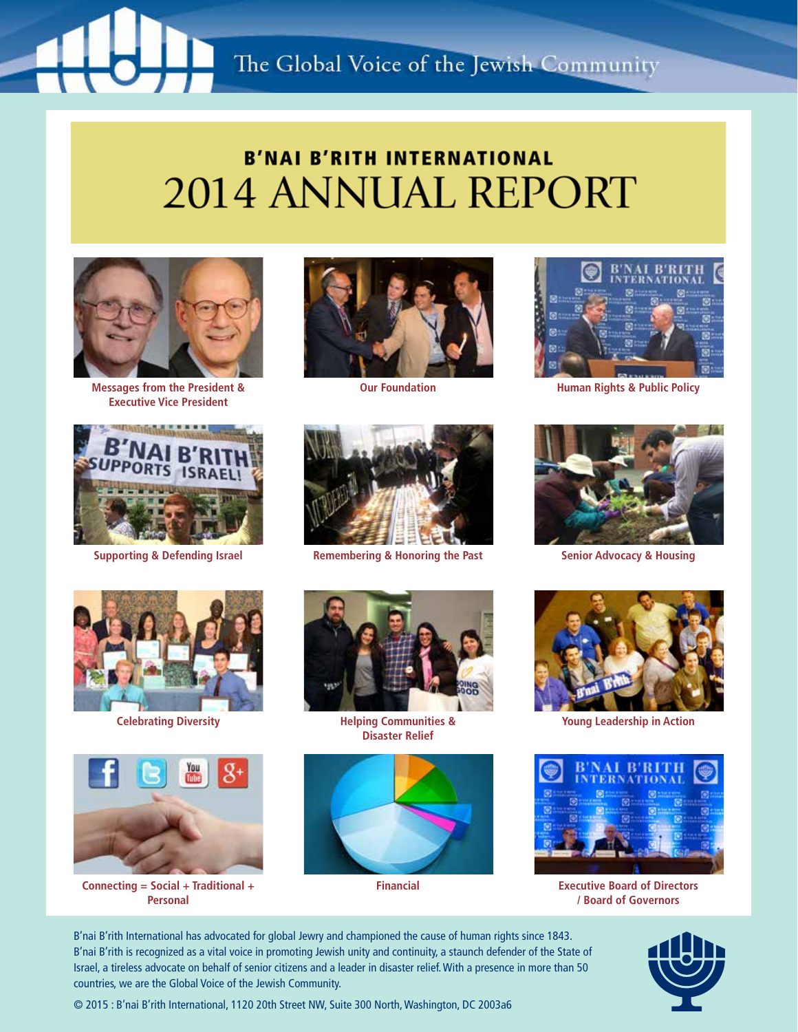The Global Voice of the Jewish Community

# B'NAI B'RITH INTERNATIONAL
# 2014 ANNUAL REPORT

Messages from the President & Executive Vice President

Our Foundation

Human Rights & Public Policy

Supporting & Defending Israel

Remembering & Honoring the Past

Senior Advocacy & Housing

Celebrating Diversity

Helping Communities & Disaster Relief

Young Leadership in Action

Connecting = Social + Traditional + Personal

Financial

Executive Board of Directors / Board of Governors

B'nai B'rith International has advocated for global Jewry and championed the cause of human rights since 1843. B'nai B'rith is recognized as a vital voice in promoting Jewish unity and continuity, a staunch defender of the State of Israel, a tireless advocate on behalf of senior citizens and a leader in disaster relief. With a presence in more than 50 countries, we are the Global Voice of the Jewish Community.

© 2015 : B'nai B'rith International, 1120 20th Street NW, Suite 300 North, Washington, DC 2003a6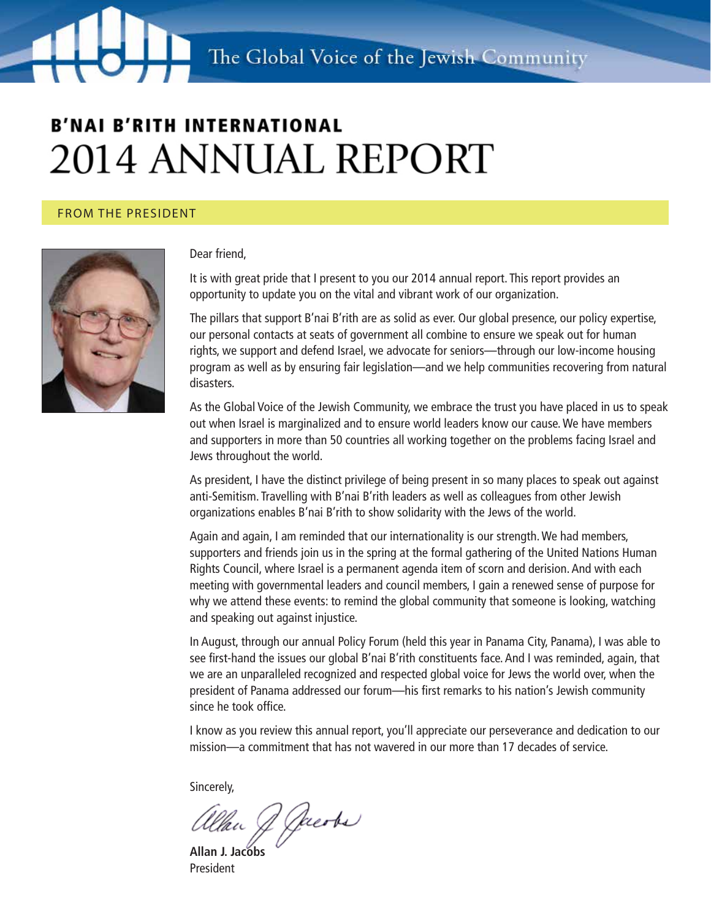The Global Voice of the Jewish Community

# B'NAI B'RITH INTERNATIONAL
# 2014 ANNUAL REPORT

## FROM THE PRESIDENT

Dear friend,

It is with great pride that I present to you our 2014 annual report. This report provides an opportunity to update you on the vital and vibrant work of our organization.

The pillars that support B'nai B'rith are as solid as ever. Our global presence, our policy expertise, our personal contacts at seats of government all combine to ensure we speak out for human rights, we support and defend Israel, we advocate for seniors—through our low-income housing program as well as by ensuring fair legislation—and we help communities recovering from natural disasters.

As the Global Voice of the Jewish Community, we embrace the trust you have placed in us to speak out when Israel is marginalized and to ensure world leaders know our cause. We have members and supporters in more than 50 countries all working together on the problems facing Israel and Jews throughout the world.

As president, I have the distinct privilege of being present in so many places to speak out against anti-Semitism. Travelling with B'nai B'rith leaders as well as colleagues from other Jewish organizations enables B'nai B'rith to show solidarity with the Jews of the world.

Again and again, I am reminded that our internationality is our strength. We had members, supporters and friends join us in the spring at the formal gathering of the United Nations Human Rights Council, where Israel is a permanent agenda item of scorn and derision. And with each meeting with governmental leaders and council members, I gain a renewed sense of purpose for why we attend these events: to remind the global community that someone is looking, watching and speaking out against injustice.

In August, through our annual Policy Forum (held this year in Panama City, Panama), I was able to see first-hand the issues our global B'nai B'rith constituents face. And I was reminded, again, that we are an unparalleled recognized and respected global voice for Jews the world over, when the president of Panama addressed our forum—his first remarks to his nation's Jewish community since he took office.

I know as you review this annual report, you'll appreciate our perseverance and dedication to our mission—a commitment that has not wavered in our more than 17 decades of service.

Sincerely,

**Allan J. Jacobs**
President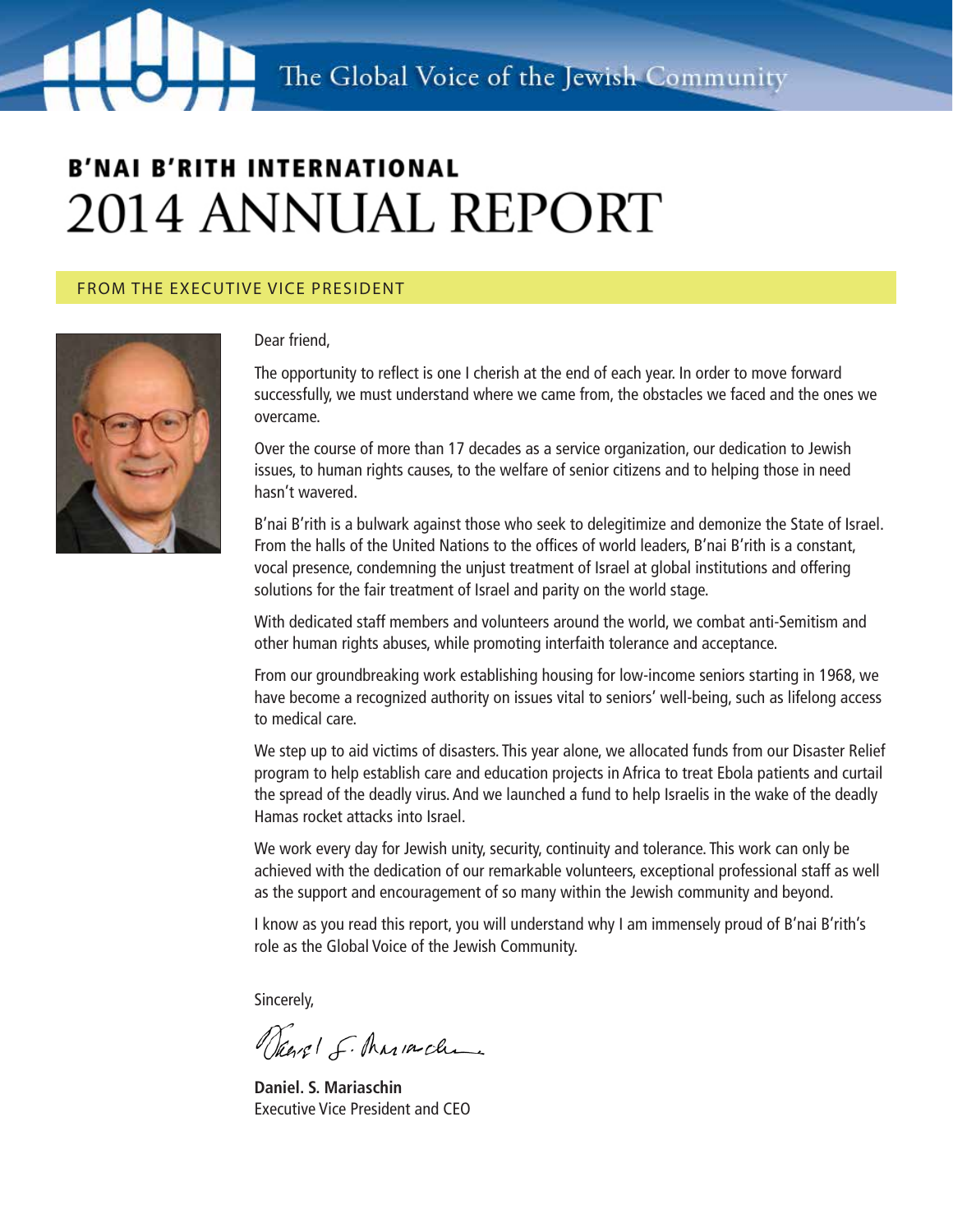The Global Voice of the Jewish Community

# B'NAI B'RITH INTERNATIONAL
# 2014 ANNUAL REPORT

## FROM THE EXECUTIVE VICE PRESIDENT

Dear friend,

The opportunity to reflect is one I cherish at the end of each year. In order to move forward successfully, we must understand where we came from, the obstacles we faced and the ones we overcame.

Over the course of more than 17 decades as a service organization, our dedication to Jewish issues, to human rights causes, to the welfare of senior citizens and to helping those in need hasn't wavered.

B'nai B'rith is a bulwark against those who seek to delegitimize and demonize the State of Israel. From the halls of the United Nations to the offices of world leaders, B'nai B'rith is a constant, vocal presence, condemning the unjust treatment of Israel at global institutions and offering solutions for the fair treatment of Israel and parity on the world stage.

With dedicated staff members and volunteers around the world, we combat anti-Semitism and other human rights abuses, while promoting interfaith tolerance and acceptance.

From our groundbreaking work establishing housing for low-income seniors starting in 1968, we have become a recognized authority on issues vital to seniors' well-being, such as lifelong access to medical care.

We step up to aid victims of disasters. This year alone, we allocated funds from our Disaster Relief program to help establish care and education projects in Africa to treat Ebola patients and curtail the spread of the deadly virus. And we launched a fund to help Israelis in the wake of the deadly Hamas rocket attacks into Israel.

We work every day for Jewish unity, security, continuity and tolerance. This work can only be achieved with the dedication of our remarkable volunteers, exceptional professional staff as well as the support and encouragement of so many within the Jewish community and beyond.

I know as you read this report, you will understand why I am immensely proud of B'nai B'rith's role as the Global Voice of the Jewish Community.

Sincerely,

**Daniel. S. Mariaschin**
Executive Vice President and CEO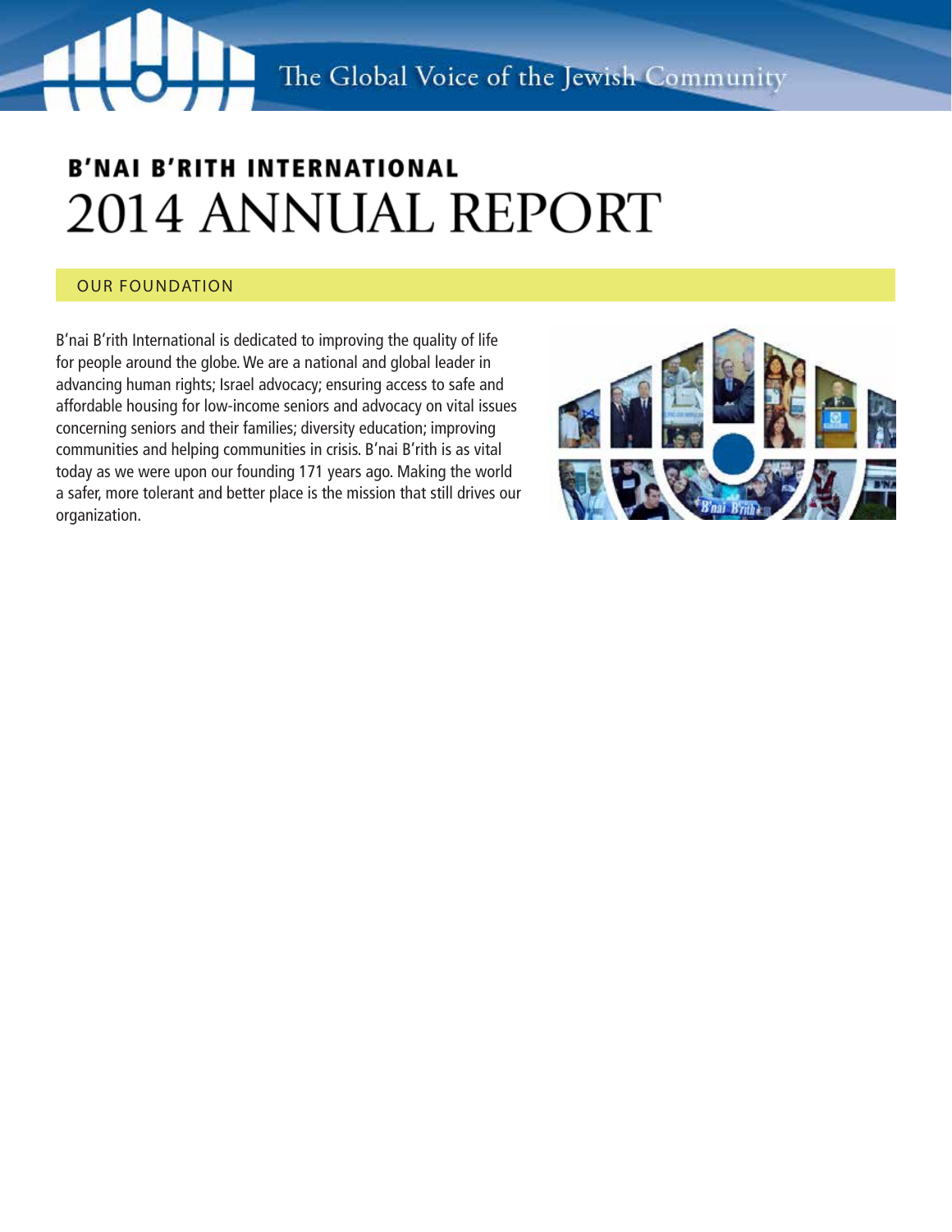The Global Voice of the Jewish Community

**B'NAI B'RITH INTERNATIONAL**

# 2014 ANNUAL REPORT

## OUR FOUNDATION

B'nai B'rith International is dedicated to improving the quality of life for people around the globe. We are a national and global leader in advancing human rights; Israel advocacy; ensuring access to safe and affordable housing for low-income seniors and advocacy on vital issues concerning seniors and their families; diversity education; improving communities and helping communities in crisis. B'nai B'rith is as vital today as we were upon our founding 171 years ago. Making the world a safer, more tolerant and better place is the mission that still drives our organization.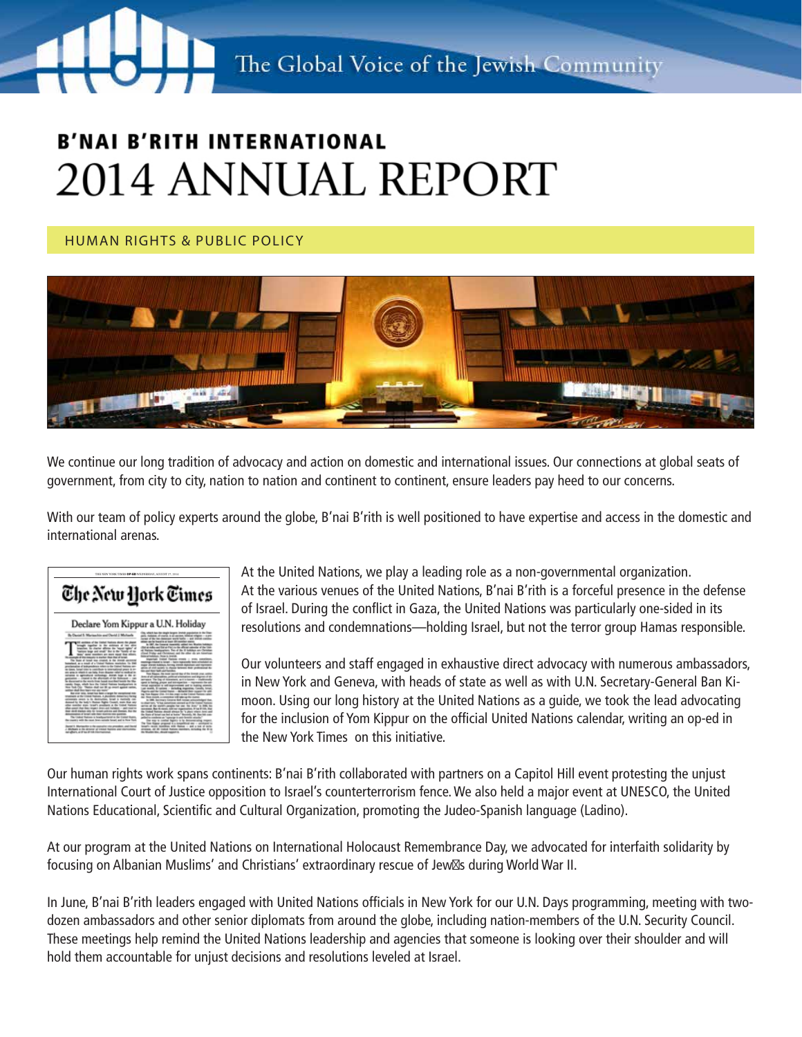The Global Voice of the Jewish Community

# B'NAI B'RITH INTERNATIONAL
# 2014 ANNUAL REPORT

## HUMAN RIGHTS & PUBLIC POLICY

We continue our long tradition of advocacy and action on domestic and international issues. Our connections at global seats of government, from city to city, nation to nation and continent to continent, ensure leaders pay heed to our concerns.

With our team of policy experts around the globe, B'nai B'rith is well positioned to have expertise and access in the domestic and international arenas.

At the United Nations, we play a leading role as a non-governmental organization. At the various venues of the United Nations, B'nai B'rith is a forceful presence in the defense of Israel. During the conflict in Gaza, the United Nations was particularly one-sided in its resolutions and condemnations—holding Israel, but not the terror group Hamas responsible.

Our volunteers and staff engaged in exhaustive direct advocacy with numerous ambassadors, in New York and Geneva, with heads of state as well as with U.N. Secretary-General Ban Ki-moon. Using our long history at the United Nations as a guide, we took the lead advocating for the inclusion of Yom Kippur on the official United Nations calendar, writing an op-ed in the New York Times on this initiative.

Our human rights work spans continents: B'nai B'rith collaborated with partners on a Capitol Hill event protesting the unjust International Court of Justice opposition to Israel's counterterrorism fence. We also held a major event at UNESCO, the United Nations Educational, Scientific and Cultural Organization, promoting the Judeo-Spanish language (Ladino).

At our program at the United Nations on International Holocaust Remembrance Day, we advocated for interfaith solidarity by focusing on Albanian Muslims' and Christians' extraordinary rescue of Jews during World War II.

In June, B'nai B'rith leaders engaged with United Nations officials in New York for our U.N. Days programming, meeting with two-dozen ambassadors and other senior diplomats from around the globe, including nation-members of the U.N. Security Council. These meetings help remind the United Nations leadership and agencies that someone is looking over their shoulder and will hold them accountable for unjust decisions and resolutions leveled at Israel.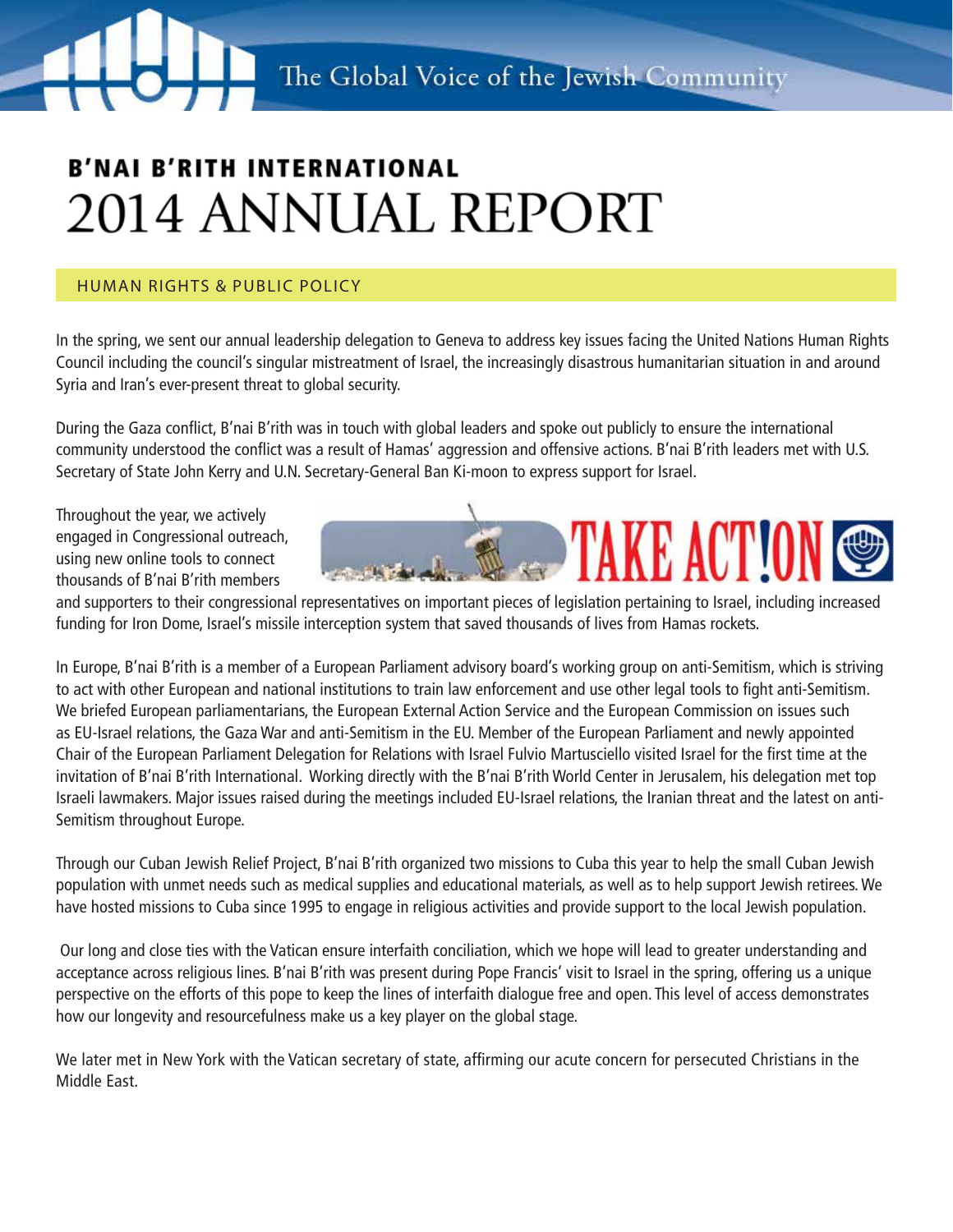The Global Voice of the Jewish Community

# B'NAI B'RITH INTERNATIONAL
# 2014 ANNUAL REPORT

## HUMAN RIGHTS & PUBLIC POLICY

In the spring, we sent our annual leadership delegation to Geneva to address key issues facing the United Nations Human Rights Council including the council's singular mistreatment of Israel, the increasingly disastrous humanitarian situation in and around Syria and Iran's ever-present threat to global security.

During the Gaza conflict, B'nai B'rith was in touch with global leaders and spoke out publicly to ensure the international community understood the conflict was a result of Hamas' aggression and offensive actions. B'nai B'rith leaders met with U.S. Secretary of State John Kerry and U.N. Secretary-General Ban Ki-moon to express support for Israel.

TAKE ACT!ON

Throughout the year, we actively engaged in Congressional outreach, using new online tools to connect thousands of B'nai B'rith members and supporters to their congressional representatives on important pieces of legislation pertaining to Israel, including increased funding for Iron Dome, Israel's missile interception system that saved thousands of lives from Hamas rockets.

In Europe, B'nai B'rith is a member of a European Parliament advisory board's working group on anti-Semitism, which is striving to act with other European and national institutions to train law enforcement and use other legal tools to fight anti-Semitism. We briefed European parliamentarians, the European External Action Service and the European Commission on issues such as EU-Israel relations, the Gaza War and anti-Semitism in the EU. Member of the European Parliament and newly appointed Chair of the European Parliament Delegation for Relations with Israel Fulvio Martusciello visited Israel for the first time at the invitation of B'nai B'rith International. Working directly with the B'nai B'rith World Center in Jerusalem, his delegation met top Israeli lawmakers. Major issues raised during the meetings included EU-Israel relations, the Iranian threat and the latest on anti-Semitism throughout Europe.

Through our Cuban Jewish Relief Project, B'nai B'rith organized two missions to Cuba this year to help the small Cuban Jewish population with unmet needs such as medical supplies and educational materials, as well as to help support Jewish retirees. We have hosted missions to Cuba since 1995 to engage in religious activities and provide support to the local Jewish population.

Our long and close ties with the Vatican ensure interfaith conciliation, which we hope will lead to greater understanding and acceptance across religious lines. B'nai B'rith was present during Pope Francis' visit to Israel in the spring, offering us a unique perspective on the efforts of this pope to keep the lines of interfaith dialogue free and open. This level of access demonstrates how our longevity and resourcefulness make us a key player on the global stage.

We later met in New York with the Vatican secretary of state, affirming our acute concern for persecuted Christians in the Middle East.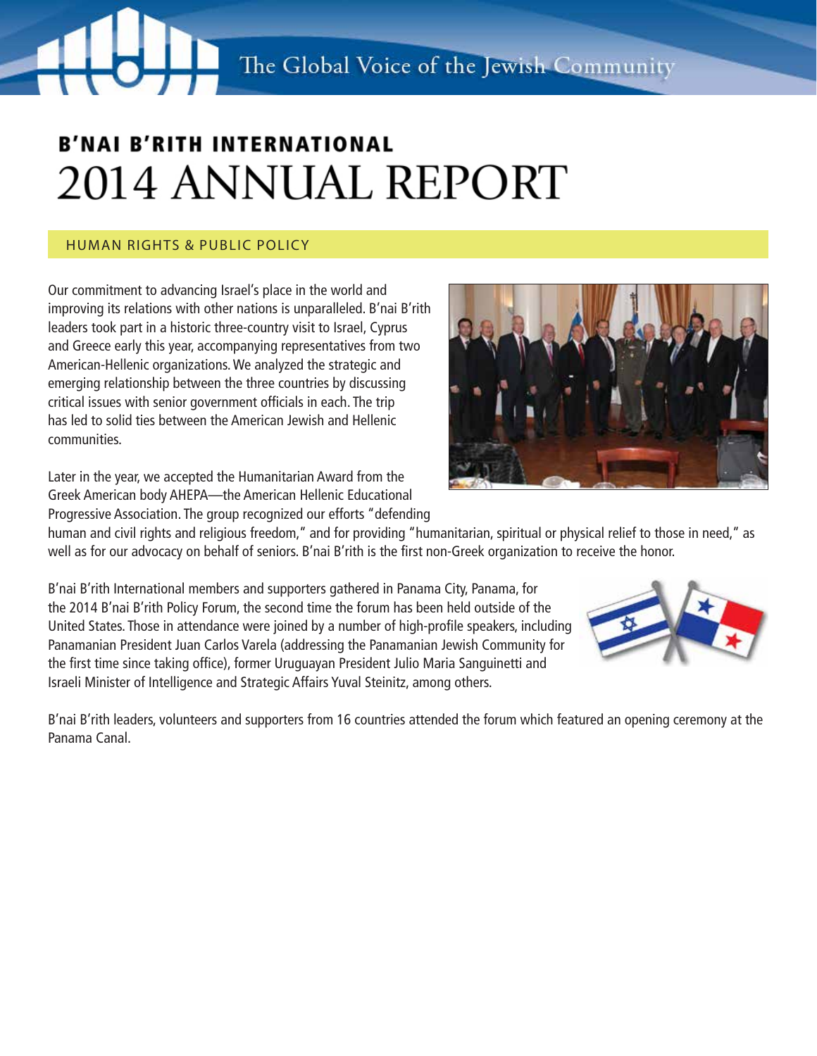# B'NAI B'RITH INTERNATIONAL 2014 ANNUAL REPORT

## HUMAN RIGHTS & PUBLIC POLICY

Our commitment to advancing Israel's place in the world and improving its relations with other nations is unparalleled. B'nai B'rith leaders took part in a historic three-country visit to Israel, Cyprus and Greece early this year, accompanying representatives from two American-Hellenic organizations. We analyzed the strategic and emerging relationship between the three countries by discussing critical issues with senior government officials in each. The trip has led to solid ties between the American Jewish and Hellenic communities.

Later in the year, we accepted the Humanitarian Award from the Greek American body AHEPA—the American Hellenic Educational Progressive Association. The group recognized our efforts "defending human and civil rights and religious freedom," and for providing "humanitarian, spiritual or physical relief to those in need," as well as for our advocacy on behalf of seniors. B'nai B'rith is the first non-Greek organization to receive the honor.

B'nai B'rith International members and supporters gathered in Panama City, Panama, for the 2014 B'nai B'rith Policy Forum, the second time the forum has been held outside of the United States. Those in attendance were joined by a number of high-profile speakers, including Panamanian President Juan Carlos Varela (addressing the Panamanian Jewish Community for the first time since taking office), former Uruguayan President Julio Maria Sanguinetti and Israeli Minister of Intelligence and Strategic Affairs Yuval Steinitz, among others.

B'nai B'rith leaders, volunteers and supporters from 16 countries attended the forum which featured an opening ceremony at the Panama Canal.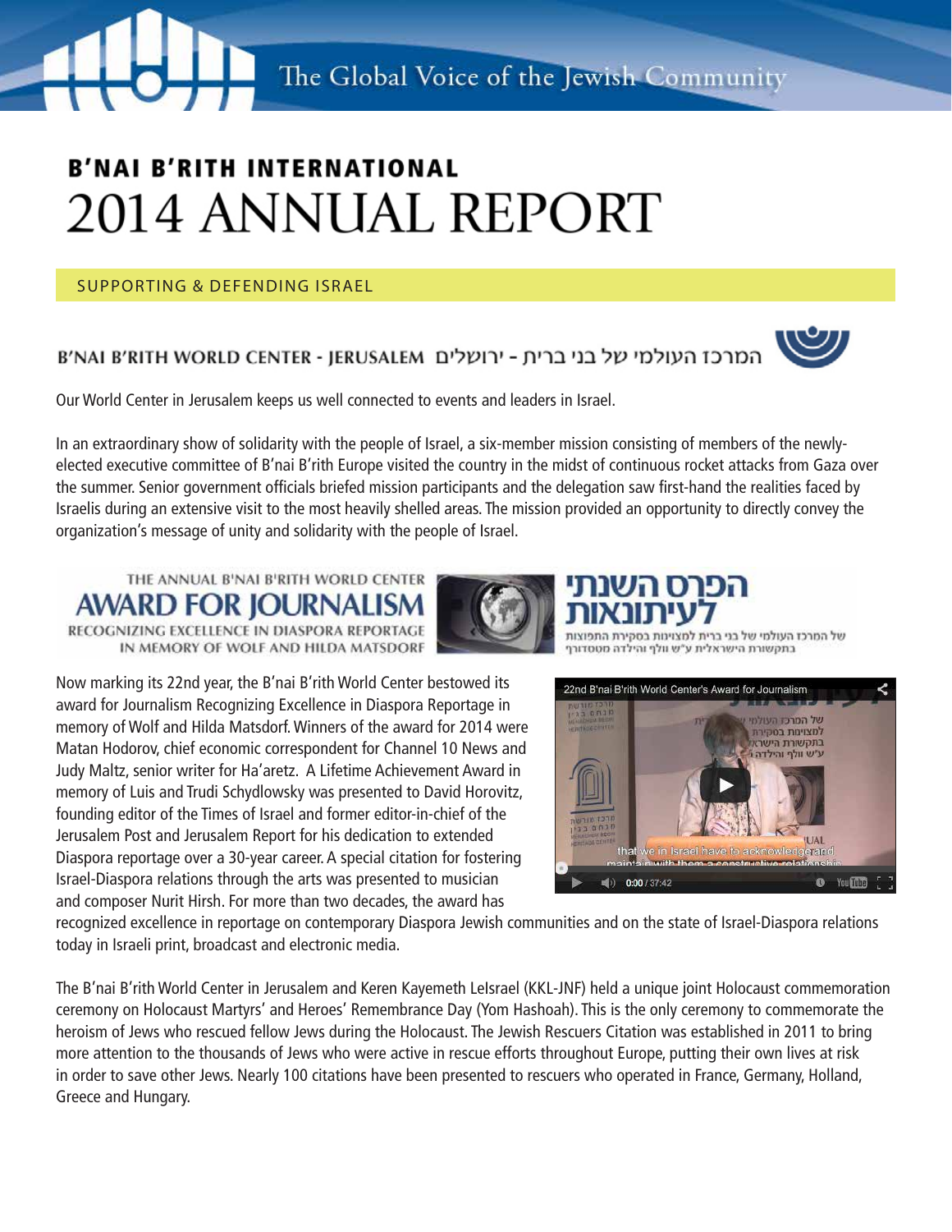# B'NAI B'RITH INTERNATIONAL
# 2014 ANNUAL REPORT

## SUPPORTING & DEFENDING ISRAEL

### B'NAI B'RITH WORLD CENTER - JERUSALEM המרכז העולמי של בני ברית - ירושלים

Our World Center in Jerusalem keeps us well connected to events and leaders in Israel.

In an extraordinary show of solidarity with the people of Israel, a six-member mission consisting of members of the newly-elected executive committee of B'nai B'rith Europe visited the country in the midst of continuous rocket attacks from Gaza over the summer. Senior government officials briefed mission participants and the delegation saw first-hand the realities faced by Israelis during an extensive visit to the most heavily shelled areas. The mission provided an opportunity to directly convey the organization's message of unity and solidarity with the people of Israel.

THE ANNUAL B'NAI B'RITH WORLD CENTER
**AWARD FOR JOURNALISM**
RECOGNIZING EXCELLENCE IN DIASPORA REPORTAGE
IN MEMORY OF WOLF AND HILDA MATSDORF

**הפרס השנתי לעיתונאות**
של המרכז העולמי של בני ברית למצוינות בסקירת התפוצות בתקשורת הישראלית ע"ש וולף והילדה מטסדורף

Now marking its 22nd year, the B'nai B'rith World Center bestowed its award for Journalism Recognizing Excellence in Diaspora Reportage in memory of Wolf and Hilda Matsdorf. Winners of the award for 2014 were Matan Hodorov, chief economic correspondent for Channel 10 News and Judy Maltz, senior writer for Ha'aretz. A Lifetime Achievement Award in memory of Luis and Trudi Schydlowsky was presented to David Horovitz, founding editor of the Times of Israel and former editor-in-chief of the Jerusalem Post and Jerusalem Report for his dedication to extended Diaspora reportage over a 30-year career. A special citation for fostering Israel-Diaspora relations through the arts was presented to musician and composer Nurit Hirsh. For more than two decades, the award has recognized excellence in reportage on contemporary Diaspora Jewish communities and on the state of Israel-Diaspora relations today in Israeli print, broadcast and electronic media.

22nd B'nai B'rith World Center's Award for Journalism

The B'nai B'rith World Center in Jerusalem and Keren Kayemeth LeIsrael (KKL-JNF) held a unique joint Holocaust commemoration ceremony on Holocaust Martyrs' and Heroes' Remembrance Day (Yom Hashoah). This is the only ceremony to commemorate the heroism of Jews who rescued fellow Jews during the Holocaust. The Jewish Rescuers Citation was established in 2011 to bring more attention to the thousands of Jews who were active in rescue efforts throughout Europe, putting their own lives at risk in order to save other Jews. Nearly 100 citations have been presented to rescuers who operated in France, Germany, Holland, Greece and Hungary.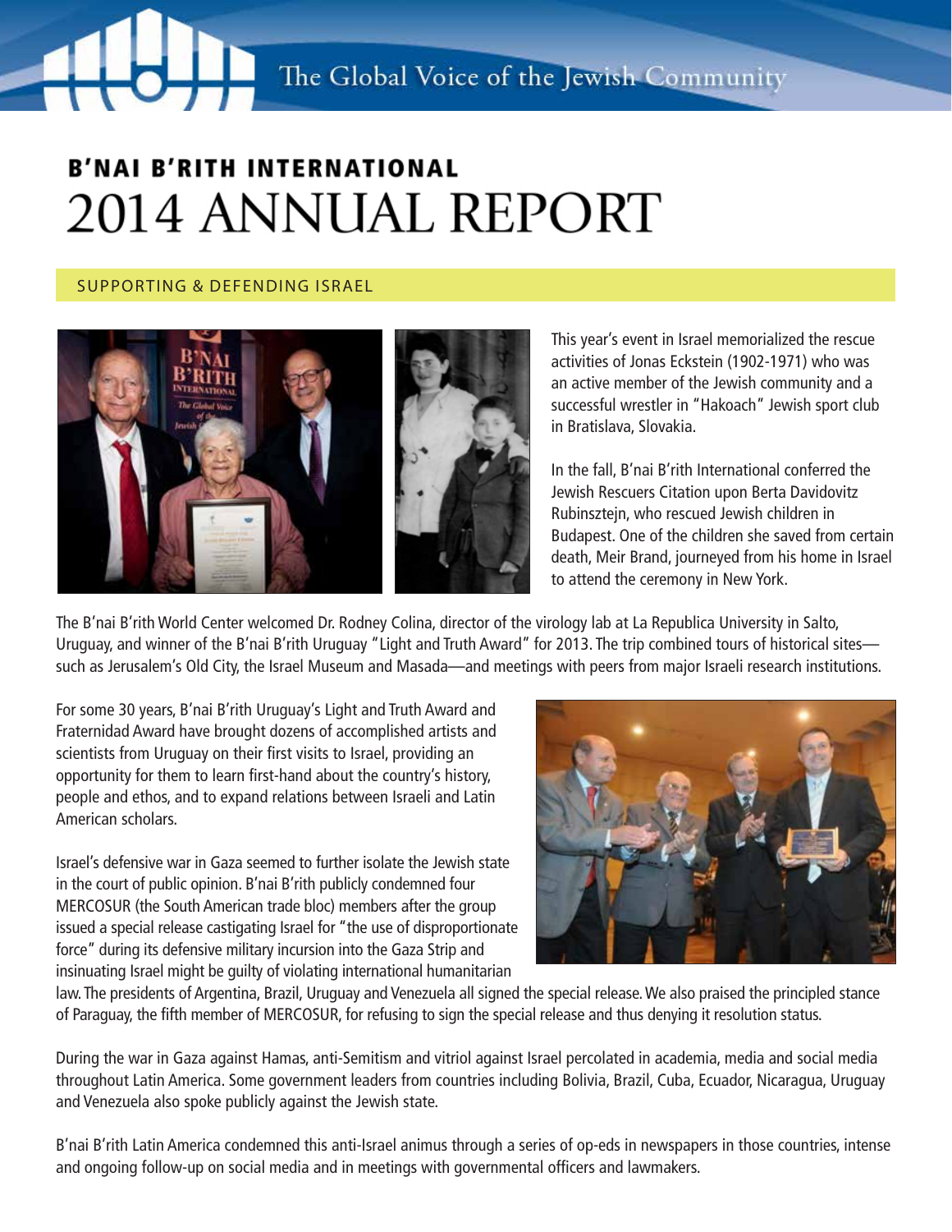# B'NAI B'RITH INTERNATIONAL
# 2014 ANNUAL REPORT

## SUPPORTING & DEFENDING ISRAEL

This year's event in Israel memorialized the rescue activities of Jonas Eckstein (1902-1971) who was an active member of the Jewish community and a successful wrestler in "Hakoach" Jewish sport club in Bratislava, Slovakia.

In the fall, B'nai B'rith International conferred the Jewish Rescuers Citation upon Berta Davidovitz Rubinsztejn, who rescued Jewish children in Budapest. One of the children she saved from certain death, Meir Brand, journeyed from his home in Israel to attend the ceremony in New York.

The B'nai B'rith World Center welcomed Dr. Rodney Colina, director of the virology lab at La Republica University in Salto, Uruguay, and winner of the B'nai B'rith Uruguay "Light and Truth Award" for 2013. The trip combined tours of historical sites—such as Jerusalem's Old City, the Israel Museum and Masada—and meetings with peers from major Israeli research institutions.

For some 30 years, B'nai B'rith Uruguay's Light and Truth Award and Fraternidad Award have brought dozens of accomplished artists and scientists from Uruguay on their first visits to Israel, providing an opportunity for them to learn first-hand about the country's history, people and ethos, and to expand relations between Israeli and Latin American scholars.

Israel's defensive war in Gaza seemed to further isolate the Jewish state in the court of public opinion. B'nai B'rith publicly condemned four MERCOSUR (the South American trade bloc) members after the group issued a special release castigating Israel for "the use of disproportionate force" during its defensive military incursion into the Gaza Strip and insinuating Israel might be guilty of violating international humanitarian law. The presidents of Argentina, Brazil, Uruguay and Venezuela all signed the special release. We also praised the principled stance of Paraguay, the fifth member of MERCOSUR, for refusing to sign the special release and thus denying it resolution status.

During the war in Gaza against Hamas, anti-Semitism and vitriol against Israel percolated in academia, media and social media throughout Latin America. Some government leaders from countries including Bolivia, Brazil, Cuba, Ecuador, Nicaragua, Uruguay and Venezuela also spoke publicly against the Jewish state.

B'nai B'rith Latin America condemned this anti-Israel animus through a series of op-eds in newspapers in those countries, intense and ongoing follow-up on social media and in meetings with governmental officers and lawmakers.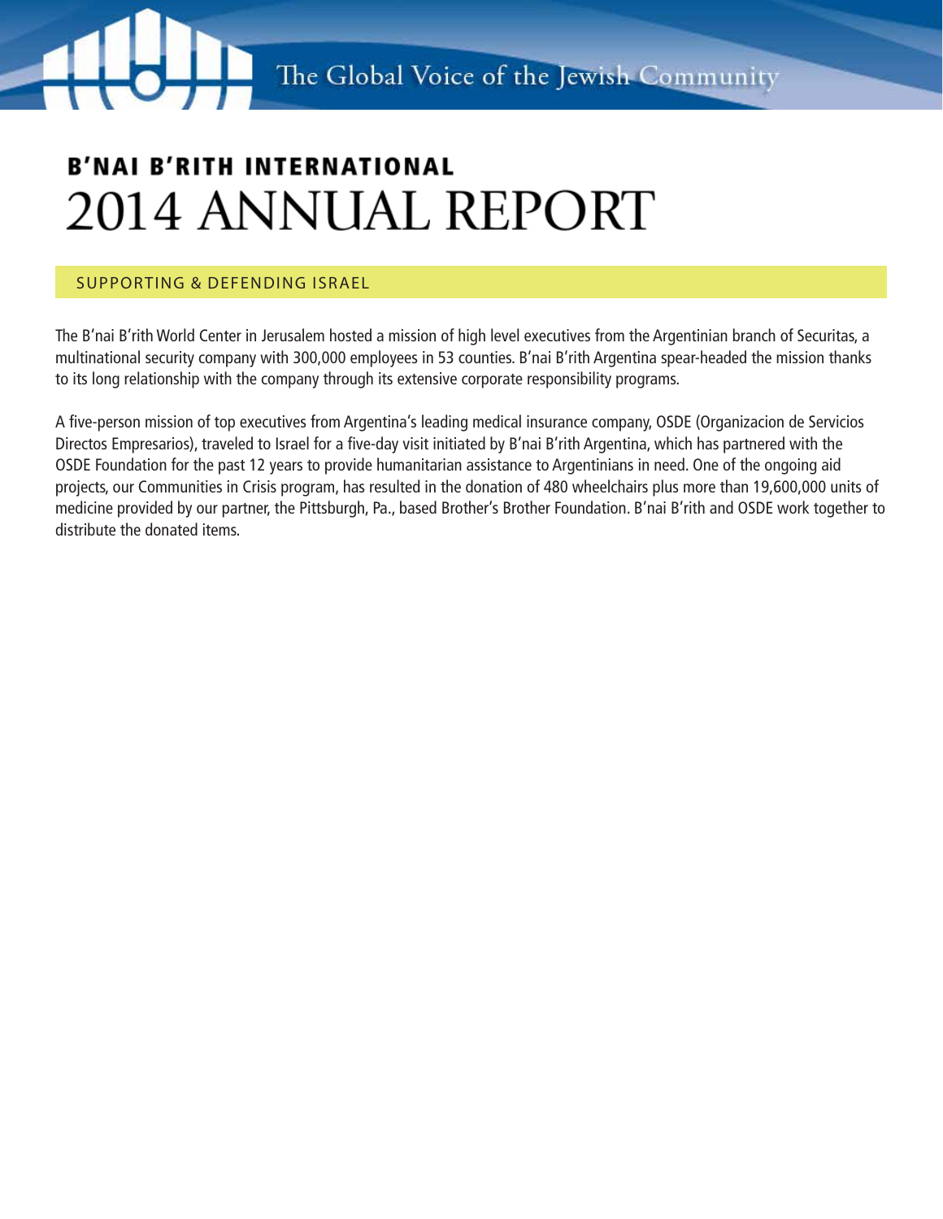# B'NAI B'RITH INTERNATIONAL
# 2014 ANNUAL REPORT

## SUPPORTING & DEFENDING ISRAEL

The B'nai B'rith World Center in Jerusalem hosted a mission of high level executives from the Argentinian branch of Securitas, a multinational security company with 300,000 employees in 53 counties. B'nai B'rith Argentina spear-headed the mission thanks to its long relationship with the company through its extensive corporate responsibility programs.

A five-person mission of top executives from Argentina's leading medical insurance company, OSDE (Organizacion de Servicios Directos Empresarios), traveled to Israel for a five-day visit initiated by B'nai B'rith Argentina, which has partnered with the OSDE Foundation for the past 12 years to provide humanitarian assistance to Argentinians in need. One of the ongoing aid projects, our Communities in Crisis program, has resulted in the donation of 480 wheelchairs plus more than 19,600,000 units of medicine provided by our partner, the Pittsburgh, Pa., based Brother's Brother Foundation. B'nai B'rith and OSDE work together to distribute the donated items.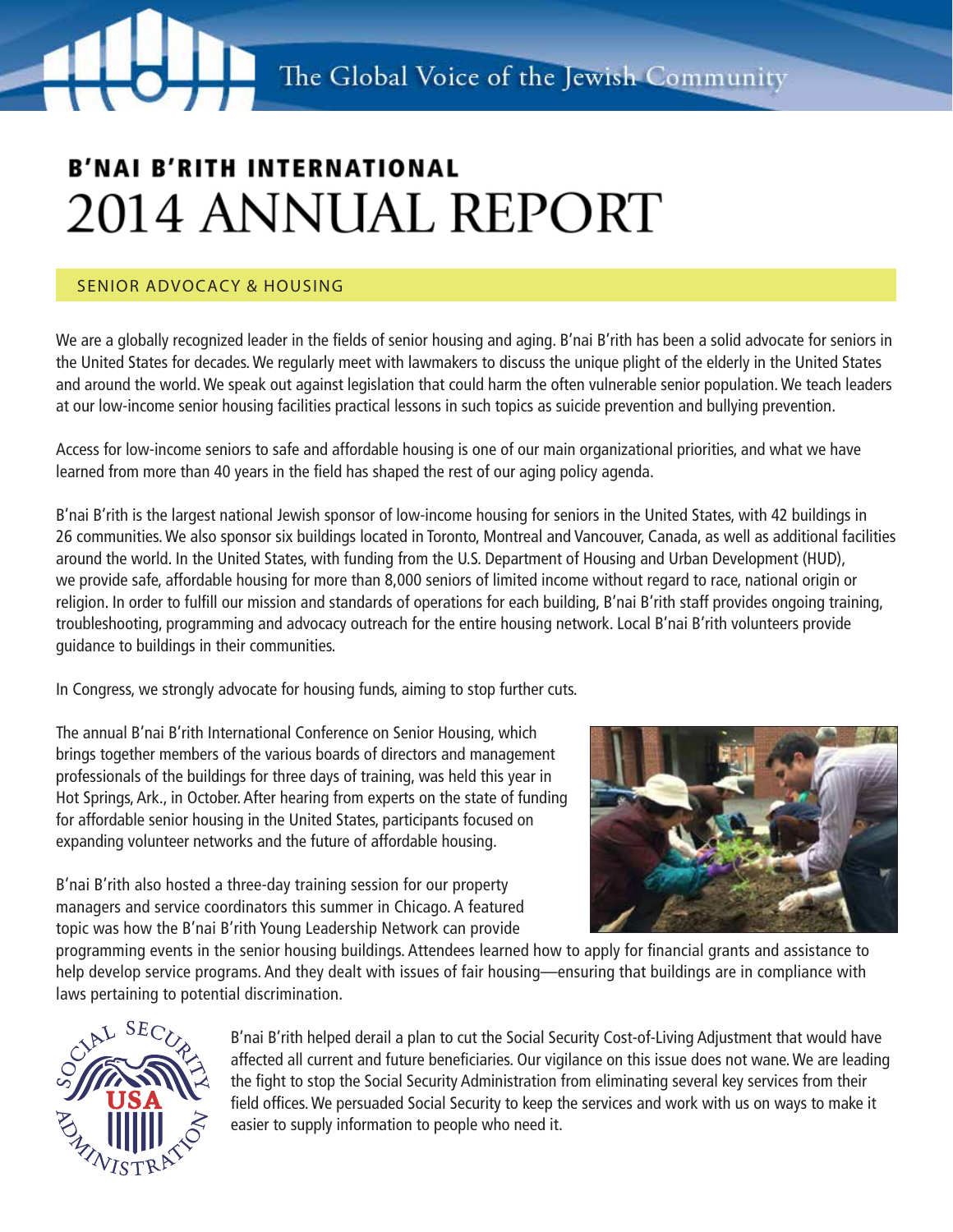The Global Voice of the Jewish Community

**B'NAI B'RITH INTERNATIONAL**

# 2014 ANNUAL REPORT

## SENIOR ADVOCACY & HOUSING

We are a globally recognized leader in the fields of senior housing and aging. B'nai B'rith has been a solid advocate for seniors in the United States for decades. We regularly meet with lawmakers to discuss the unique plight of the elderly in the United States and around the world. We speak out against legislation that could harm the often vulnerable senior population. We teach leaders at our low-income senior housing facilities practical lessons in such topics as suicide prevention and bullying prevention.

Access for low-income seniors to safe and affordable housing is one of our main organizational priorities, and what we have learned from more than 40 years in the field has shaped the rest of our aging policy agenda.

B'nai B'rith is the largest national Jewish sponsor of low-income housing for seniors in the United States, with 42 buildings in 26 communities. We also sponsor six buildings located in Toronto, Montreal and Vancouver, Canada, as well as additional facilities around the world. In the United States, with funding from the U.S. Department of Housing and Urban Development (HUD), we provide safe, affordable housing for more than 8,000 seniors of limited income without regard to race, national origin or religion. In order to fulfill our mission and standards of operations for each building, B'nai B'rith staff provides ongoing training, troubleshooting, programming and advocacy outreach for the entire housing network. Local B'nai B'rith volunteers provide guidance to buildings in their communities.

In Congress, we strongly advocate for housing funds, aiming to stop further cuts.

The annual B'nai B'rith International Conference on Senior Housing, which brings together members of the various boards of directors and management professionals of the buildings for three days of training, was held this year in Hot Springs, Ark., in October. After hearing from experts on the state of funding for affordable senior housing in the United States, participants focused on expanding volunteer networks and the future of affordable housing.

B'nai B'rith also hosted a three-day training session for our property managers and service coordinators this summer in Chicago. A featured topic was how the B'nai B'rith Young Leadership Network can provide programming events in the senior housing buildings. Attendees learned how to apply for financial grants and assistance to help develop service programs. And they dealt with issues of fair housing—ensuring that buildings are in compliance with laws pertaining to potential discrimination.

B'nai B'rith helped derail a plan to cut the Social Security Cost-of-Living Adjustment that would have affected all current and future beneficiaries. Our vigilance on this issue does not wane. We are leading the fight to stop the Social Security Administration from eliminating several key services from their field offices. We persuaded Social Security to keep the services and work with us on ways to make it easier to supply information to people who need it.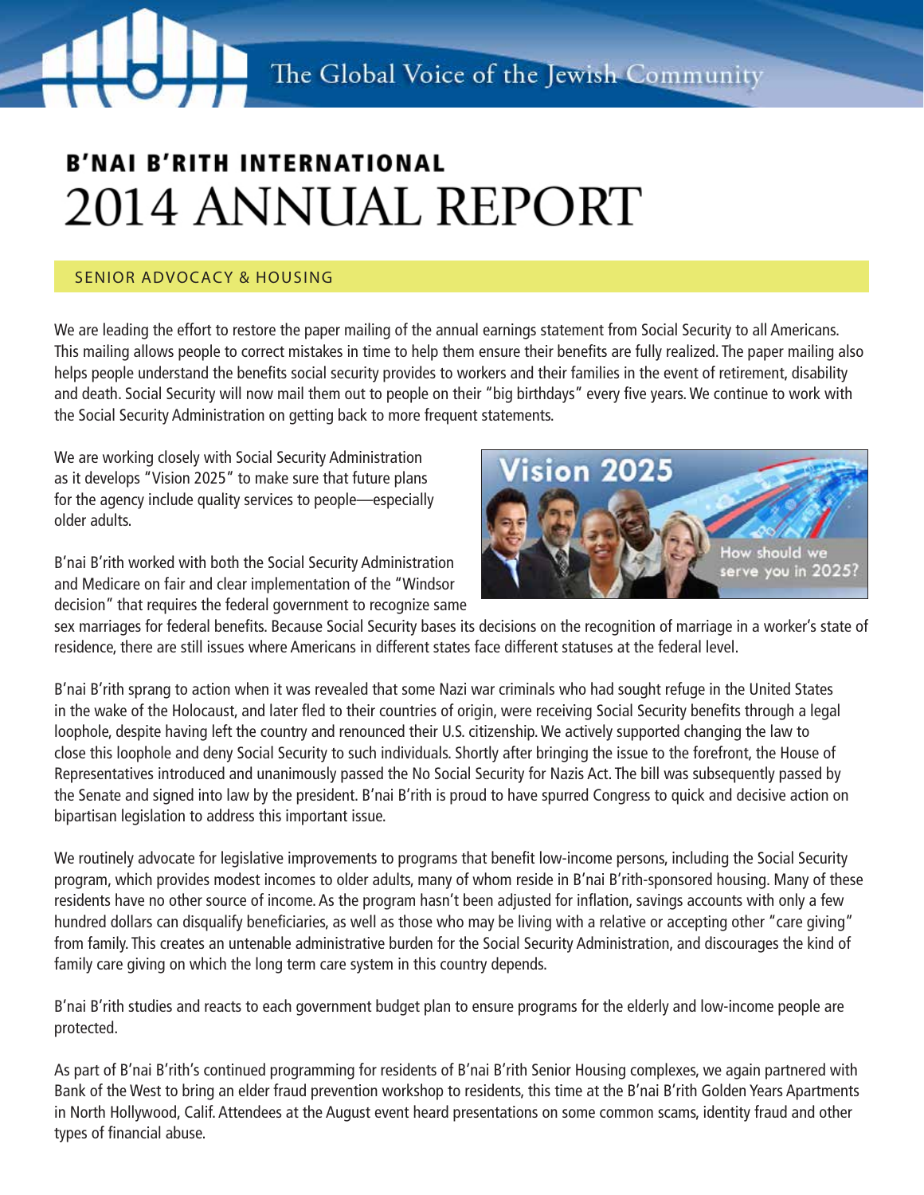# B'NAI B'RITH INTERNATIONAL 2014 ANNUAL REPORT

## SENIOR ADVOCACY & HOUSING

We are leading the effort to restore the paper mailing of the annual earnings statement from Social Security to all Americans. This mailing allows people to correct mistakes in time to help them ensure their benefits are fully realized. The paper mailing also helps people understand the benefits social security provides to workers and their families in the event of retirement, disability and death. Social Security will now mail them out to people on their "big birthdays" every five years. We continue to work with the Social Security Administration on getting back to more frequent statements.

We are working closely with Social Security Administration as it develops "Vision 2025" to make sure that future plans for the agency include quality services to people—especially older adults.

B'nai B'rith worked with both the Social Security Administration and Medicare on fair and clear implementation of the "Windsor decision" that requires the federal government to recognize same sex marriages for federal benefits. Because Social Security bases its decisions on the recognition of marriage in a worker's state of residence, there are still issues where Americans in different states face different statuses at the federal level.

B'nai B'rith sprang to action when it was revealed that some Nazi war criminals who had sought refuge in the United States in the wake of the Holocaust, and later fled to their countries of origin, were receiving Social Security benefits through a legal loophole, despite having left the country and renounced their U.S. citizenship. We actively supported changing the law to close this loophole and deny Social Security to such individuals. Shortly after bringing the issue to the forefront, the House of Representatives introduced and unanimously passed the No Social Security for Nazis Act. The bill was subsequently passed by the Senate and signed into law by the president. B'nai B'rith is proud to have spurred Congress to quick and decisive action on bipartisan legislation to address this important issue.

We routinely advocate for legislative improvements to programs that benefit low-income persons, including the Social Security program, which provides modest incomes to older adults, many of whom reside in B'nai B'rith-sponsored housing. Many of these residents have no other source of income. As the program hasn't been adjusted for inflation, savings accounts with only a few hundred dollars can disqualify beneficiaries, as well as those who may be living with a relative or accepting other "care giving" from family. This creates an untenable administrative burden for the Social Security Administration, and discourages the kind of family care giving on which the long term care system in this country depends.

B'nai B'rith studies and reacts to each government budget plan to ensure programs for the elderly and low-income people are protected.

As part of B'nai B'rith's continued programming for residents of B'nai B'rith Senior Housing complexes, we again partnered with Bank of the West to bring an elder fraud prevention workshop to residents, this time at the B'nai B'rith Golden Years Apartments in North Hollywood, Calif. Attendees at the August event heard presentations on some common scams, identity fraud and other types of financial abuse.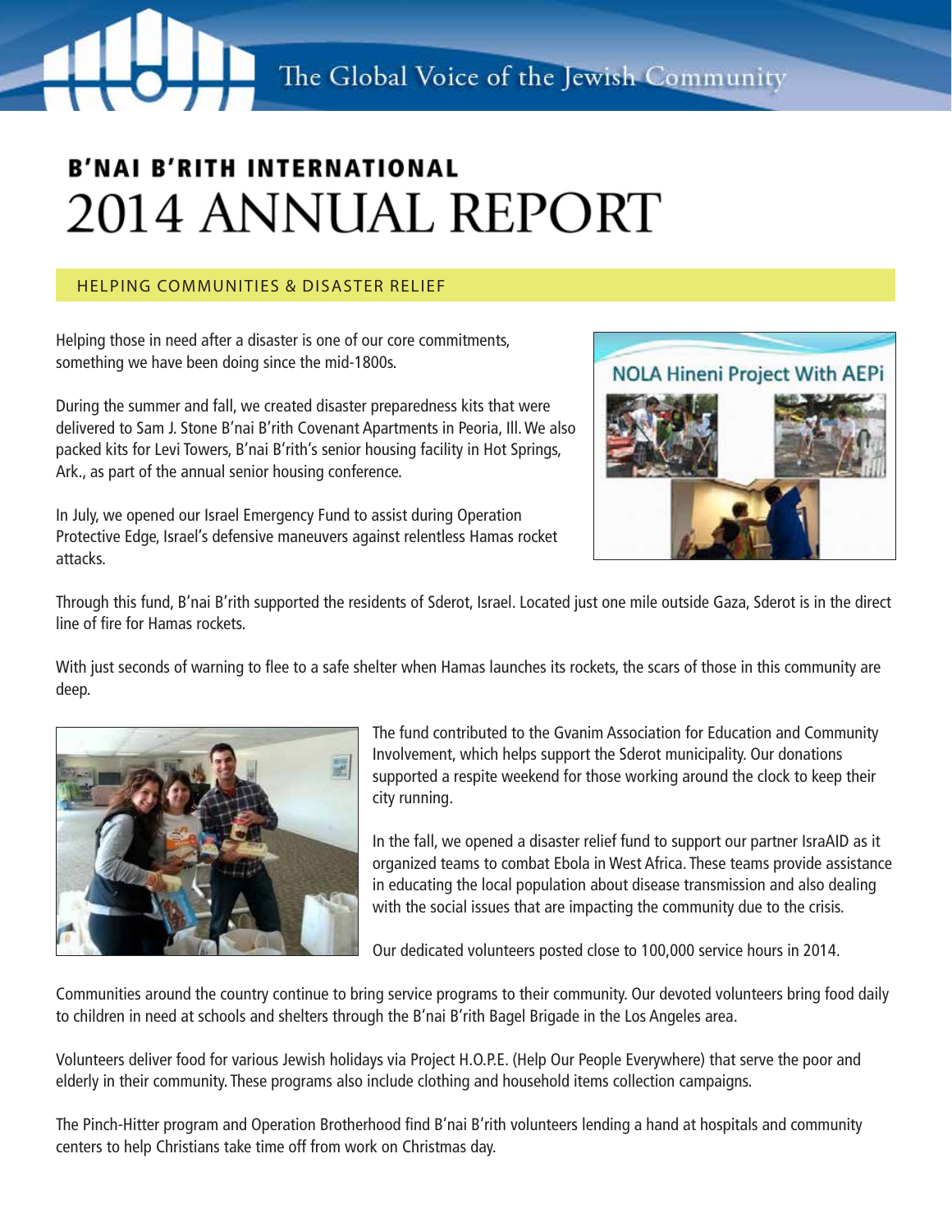The Global Voice of the Jewish Community

**B'NAI B'RITH INTERNATIONAL**

# 2014 ANNUAL REPORT

## HELPING COMMUNITIES & DISASTER RELIEF

Helping those in need after a disaster is one of our core commitments, something we have been doing since the mid-1800s.

During the summer and fall, we created disaster preparedness kits that were delivered to Sam J. Stone B'nai B'rith Covenant Apartments in Peoria, Ill. We also packed kits for Levi Towers, B'nai B'rith's senior housing facility in Hot Springs, Ark., as part of the annual senior housing conference.

In July, we opened our Israel Emergency Fund to assist during Operation Protective Edge, Israel's defensive maneuvers against relentless Hamas rocket attacks.

NOLA Hineni Project With AEPi

Through this fund, B'nai B'rith supported the residents of Sderot, Israel. Located just one mile outside Gaza, Sderot is in the direct line of fire for Hamas rockets.

With just seconds of warning to flee to a safe shelter when Hamas launches its rockets, the scars of those in this community are deep.

The fund contributed to the Gvanim Association for Education and Community Involvement, which helps support the Sderot municipality. Our donations supported a respite weekend for those working around the clock to keep their city running.

In the fall, we opened a disaster relief fund to support our partner IsraAID as it organized teams to combat Ebola in West Africa. These teams provide assistance in educating the local population about disease transmission and also dealing with the social issues that are impacting the community due to the crisis.

Our dedicated volunteers posted close to 100,000 service hours in 2014.

Communities around the country continue to bring service programs to their community. Our devoted volunteers bring food daily to children in need at schools and shelters through the B'nai B'rith Bagel Brigade in the Los Angeles area.

Volunteers deliver food for various Jewish holidays via Project H.O.P.E. (Help Our People Everywhere) that serve the poor and elderly in their community. These programs also include clothing and household items collection campaigns.

The Pinch-Hitter program and Operation Brotherhood find B'nai B'rith volunteers lending a hand at hospitals and community centers to help Christians take time off from work on Christmas day.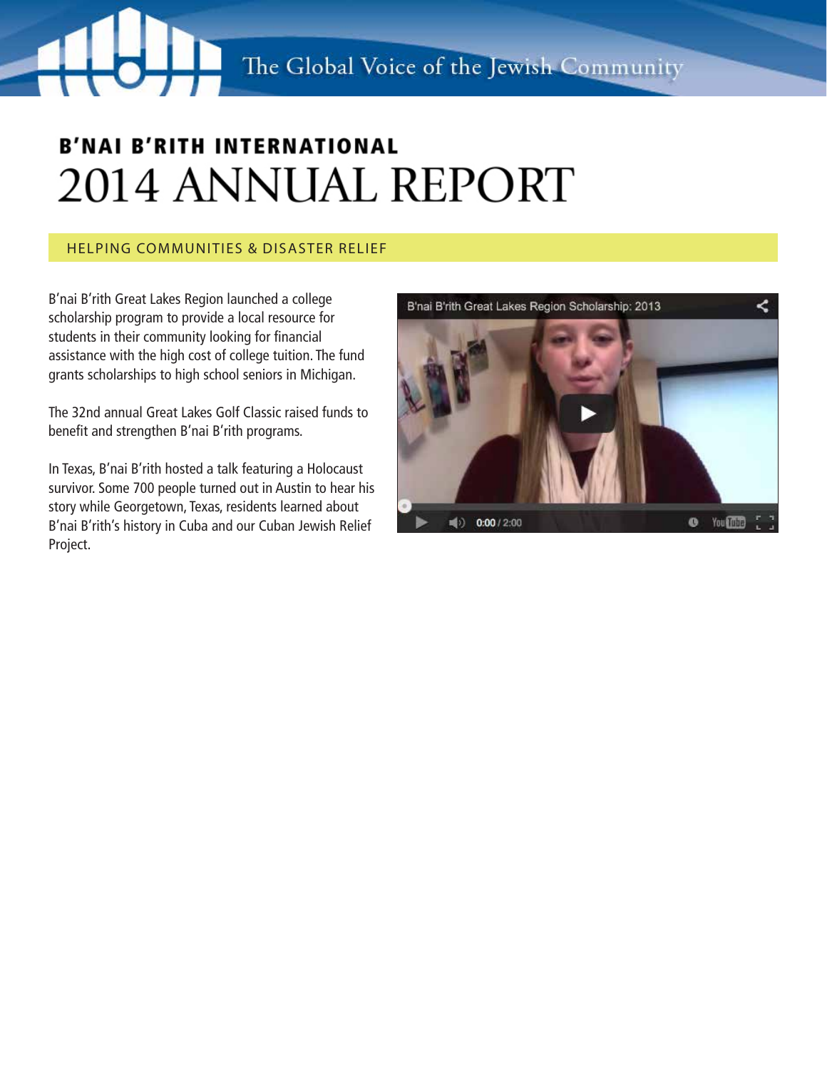# B'NAI B'RITH INTERNATIONAL
# 2014 ANNUAL REPORT

## HELPING COMMUNITIES & DISASTER RELIEF

B'nai B'rith Great Lakes Region launched a college scholarship program to provide a local resource for students in their community looking for financial assistance with the high cost of college tuition. The fund grants scholarships to high school seniors in Michigan.

The 32nd annual Great Lakes Golf Classic raised funds to benefit and strengthen B'nai B'rith programs.

In Texas, B'nai B'rith hosted a talk featuring a Holocaust survivor. Some 700 people turned out in Austin to hear his story while Georgetown, Texas, residents learned about B'nai B'rith's history in Cuba and our Cuban Jewish Relief Project.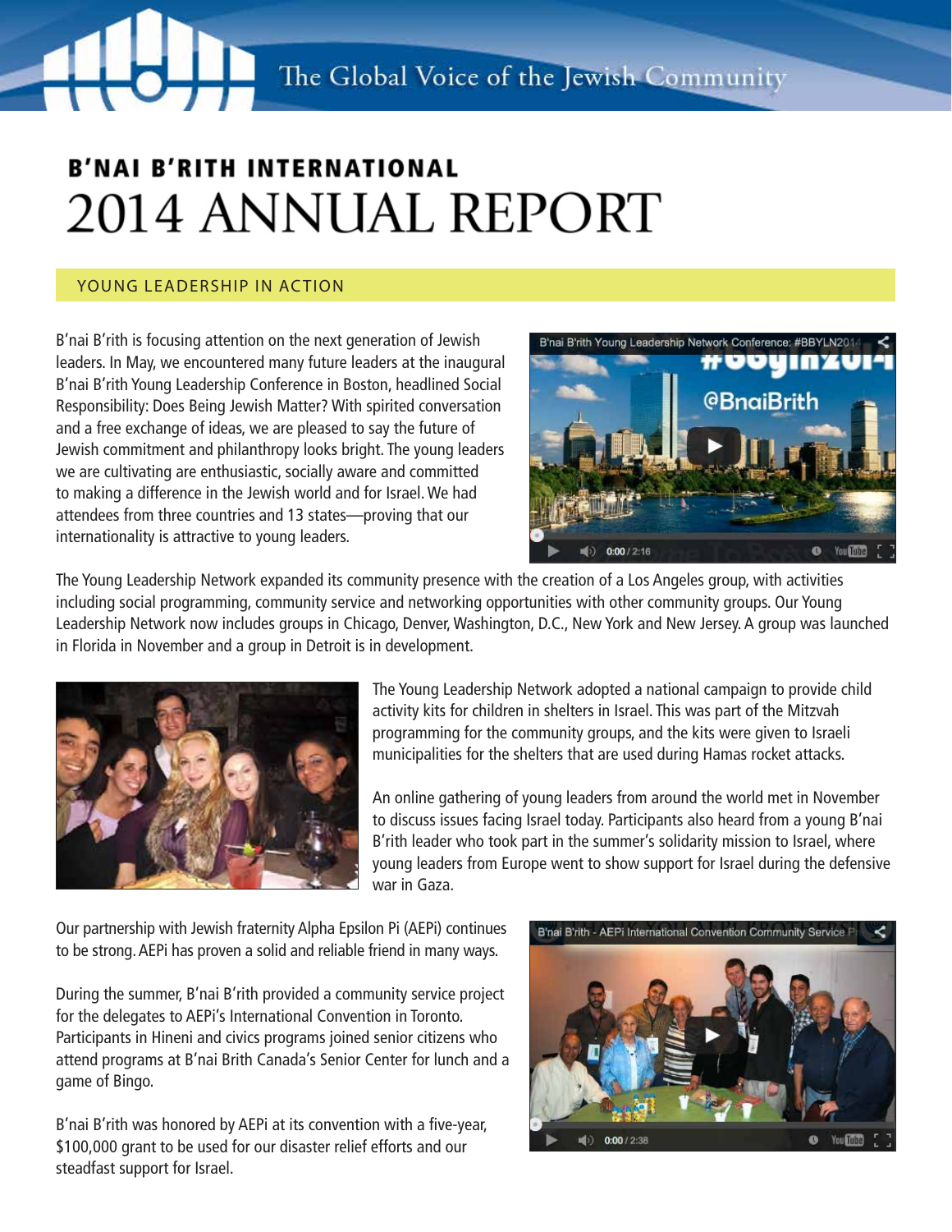The Global Voice of the Jewish Community

**B'NAI B'RITH INTERNATIONAL**

# 2014 ANNUAL REPORT

## YOUNG LEADERSHIP IN ACTION

B'nai B'rith is focusing attention on the next generation of Jewish leaders. In May, we encountered many future leaders at the inaugural B'nai B'rith Young Leadership Conference in Boston, headlined Social Responsibility: Does Being Jewish Matter? With spirited conversation and a free exchange of ideas, we are pleased to say the future of Jewish commitment and philanthropy looks bright. The young leaders we are cultivating are enthusiastic, socially aware and committed to making a difference in the Jewish world and for Israel. We had attendees from three countries and 13 states—proving that our internationality is attractive to young leaders.

The Young Leadership Network expanded its community presence with the creation of a Los Angeles group, with activities including social programming, community service and networking opportunities with other community groups. Our Young Leadership Network now includes groups in Chicago, Denver, Washington, D.C., New York and New Jersey. A group was launched in Florida in November and a group in Detroit is in development.

The Young Leadership Network adopted a national campaign to provide child activity kits for children in shelters in Israel. This was part of the Mitzvah programming for the community groups, and the kits were given to Israeli municipalities for the shelters that are used during Hamas rocket attacks.

An online gathering of young leaders from around the world met in November to discuss issues facing Israel today. Participants also heard from a young B'nai B'rith leader who took part in the summer's solidarity mission to Israel, where young leaders from Europe went to show support for Israel during the defensive war in Gaza.

Our partnership with Jewish fraternity Alpha Epsilon Pi (AEPi) continues to be strong. AEPi has proven a solid and reliable friend in many ways.

During the summer, B'nai B'rith provided a community service project for the delegates to AEPi's International Convention in Toronto. Participants in Hineni and civics programs joined senior citizens who attend programs at B'nai Brith Canada's Senior Center for lunch and a game of Bingo.

B'nai B'rith was honored by AEPi at its convention with a five-year, $100,000 grant to be used for our disaster relief efforts and our steadfast support for Israel.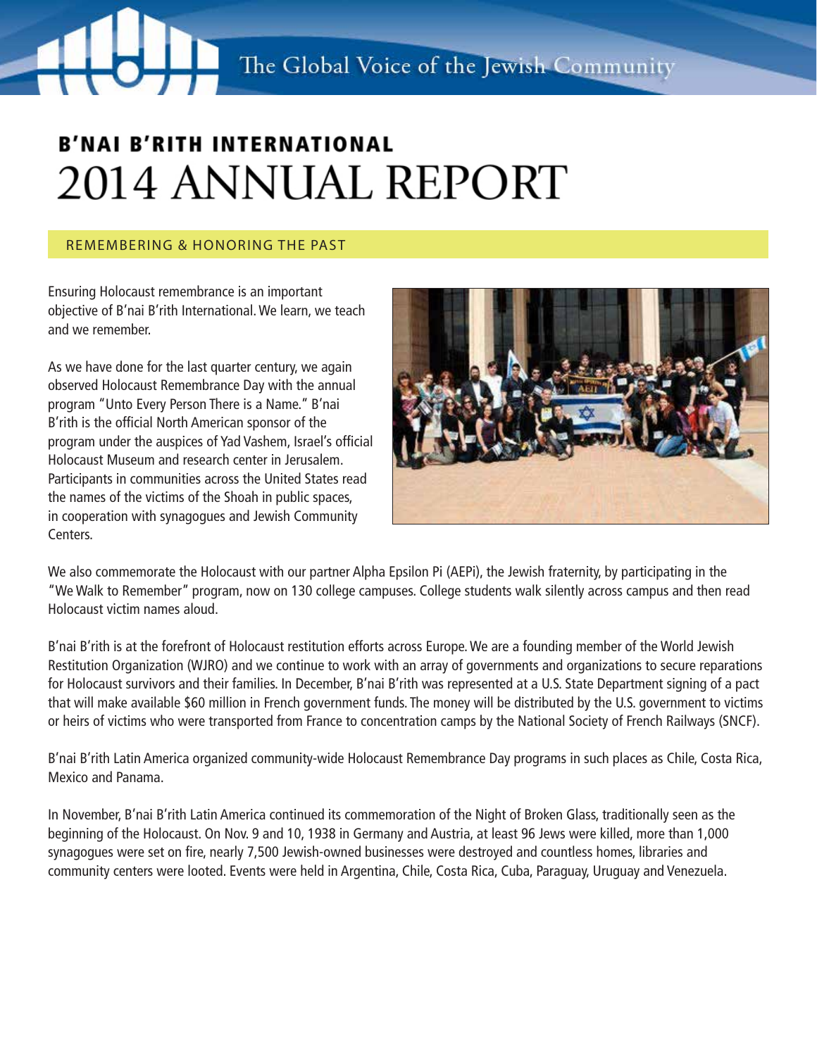The Global Voice of the Jewish Community

# B'NAI B'RITH INTERNATIONAL
# 2014 ANNUAL REPORT

## REMEMBERING & HONORING THE PAST

Ensuring Holocaust remembrance is an important objective of B'nai B'rith International. We learn, we teach and we remember.

As we have done for the last quarter century, we again observed Holocaust Remembrance Day with the annual program "Unto Every Person There is a Name." B'nai B'rith is the official North American sponsor of the program under the auspices of Yad Vashem, Israel's official Holocaust Museum and research center in Jerusalem. Participants in communities across the United States read the names of the victims of the Shoah in public spaces, in cooperation with synagogues and Jewish Community Centers.

We also commemorate the Holocaust with our partner Alpha Epsilon Pi (AEPi), the Jewish fraternity, by participating in the "We Walk to Remember" program, now on 130 college campuses. College students walk silently across campus and then read Holocaust victim names aloud.

B'nai B'rith is at the forefront of Holocaust restitution efforts across Europe. We are a founding member of the World Jewish Restitution Organization (WJRO) and we continue to work with an array of governments and organizations to secure reparations for Holocaust survivors and their families. In December, B'nai B'rith was represented at a U.S. State Department signing of a pact that will make available $60 million in French government funds. The money will be distributed by the U.S. government to victims or heirs of victims who were transported from France to concentration camps by the National Society of French Railways (SNCF).

B'nai B'rith Latin America organized community-wide Holocaust Remembrance Day programs in such places as Chile, Costa Rica, Mexico and Panama.

In November, B'nai B'rith Latin America continued its commemoration of the Night of Broken Glass, traditionally seen as the beginning of the Holocaust. On Nov. 9 and 10, 1938 in Germany and Austria, at least 96 Jews were killed, more than 1,000 synagogues were set on fire, nearly 7,500 Jewish-owned businesses were destroyed and countless homes, libraries and community centers were looted. Events were held in Argentina, Chile, Costa Rica, Cuba, Paraguay, Uruguay and Venezuela.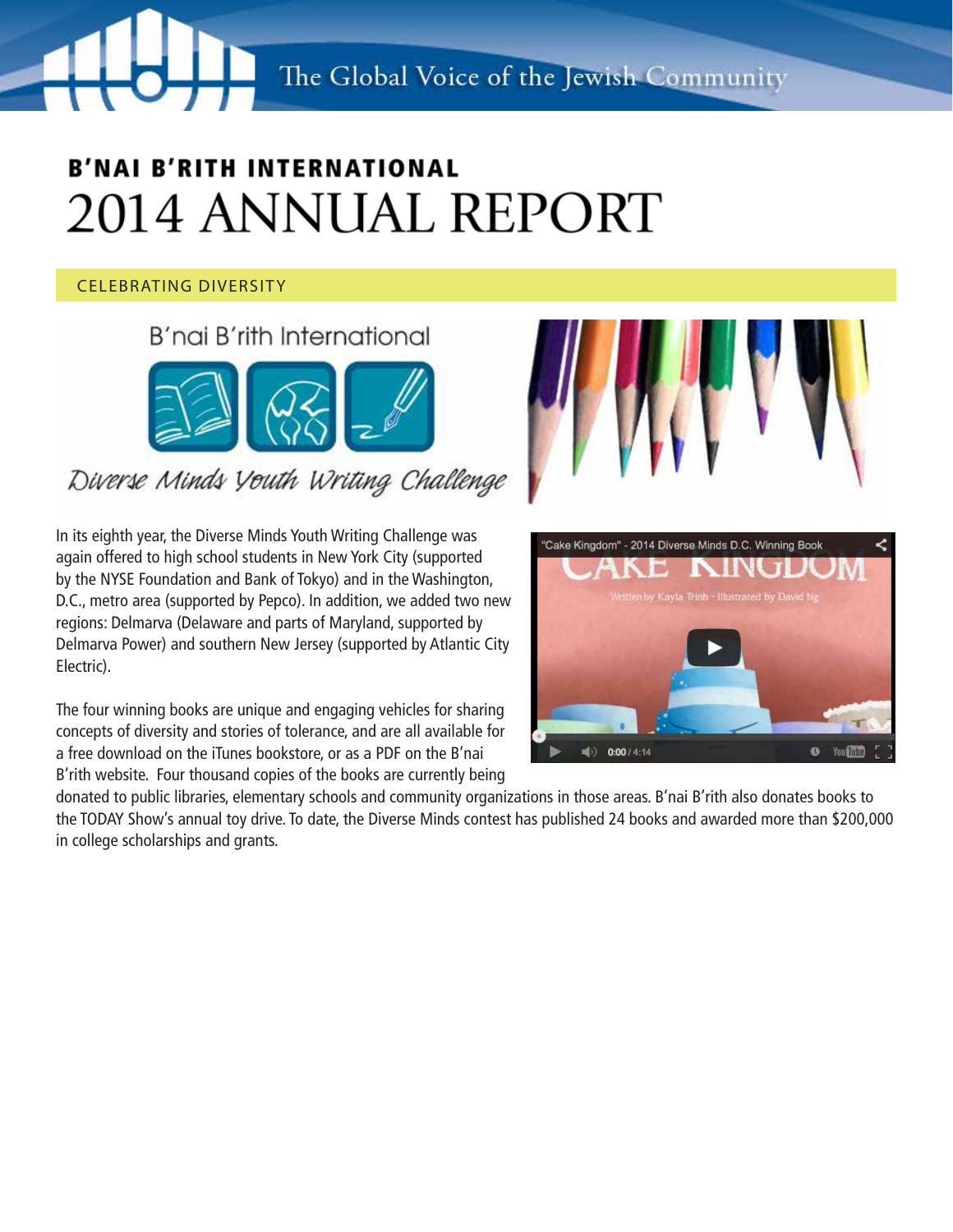# B'NAI B'RITH INTERNATIONAL 2014 ANNUAL REPORT

## CELEBRATING DIVERSITY

In its eighth year, the Diverse Minds Youth Writing Challenge was again offered to high school students in New York City (supported by the NYSE Foundation and Bank of Tokyo) and in the Washington, D.C., metro area (supported by Pepco). In addition, we added two new regions: Delmarva (Delaware and parts of Maryland, supported by Delmarva Power) and southern New Jersey (supported by Atlantic City Electric).

The four winning books are unique and engaging vehicles for sharing concepts of diversity and stories of tolerance, and are all available for a free download on the iTunes bookstore, or as a PDF on the B'nai B'rith website. Four thousand copies of the books are currently being donated to public libraries, elementary schools and community organizations in those areas. B'nai B'rith also donates books to the TODAY Show's annual toy drive. To date, the Diverse Minds contest has published 24 books and awarded more than $200,000 in college scholarships and grants.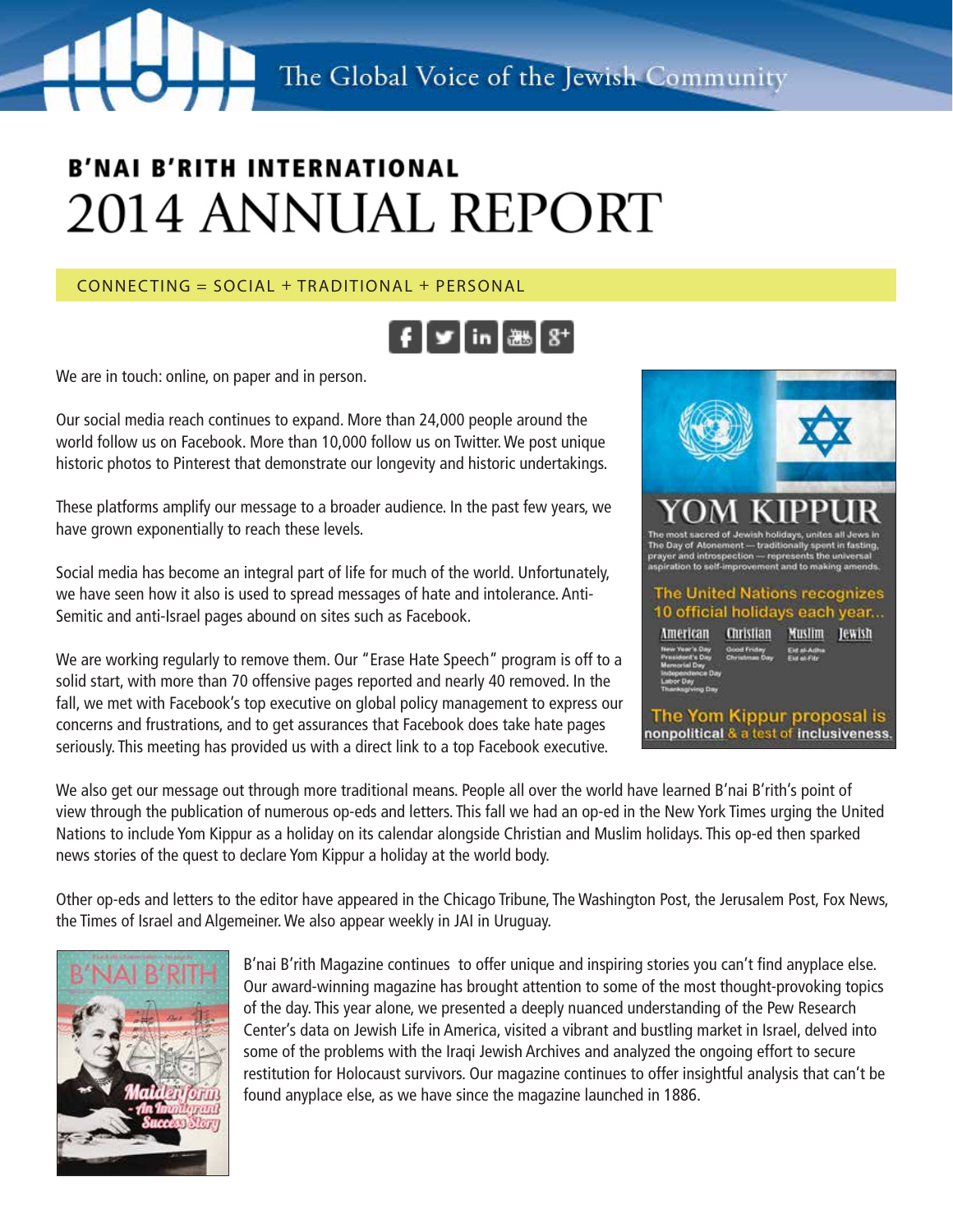The Global Voice of the Jewish Community

# B'NAI B'RITH INTERNATIONAL
# 2014 ANNUAL REPORT

## CONNECTING = SOCIAL + TRADITIONAL + PERSONAL

We are in touch: online, on paper and in person.

Our social media reach continues to expand. More than 24,000 people around the world follow us on Facebook. More than 10,000 follow us on Twitter. We post unique historic photos to Pinterest that demonstrate our longevity and historic undertakings.

These platforms amplify our message to a broader audience. In the past few years, we have grown exponentially to reach these levels.

Social media has become an integral part of life for much of the world. Unfortunately, we have seen how it also is used to spread messages of hate and intolerance. Anti-Semitic and anti-Israel pages abound on sites such as Facebook.

We are working regularly to remove them. Our "Erase Hate Speech" program is off to a solid start, with more than 70 offensive pages reported and nearly 40 removed. In the fall, we met with Facebook's top executive on global policy management to express our concerns and frustrations, and to get assurances that Facebook does take hate pages seriously. This meeting has provided us with a direct link to a top Facebook executive.

We also get our message out through more traditional means. People all over the world have learned B'nai B'rith's point of view through the publication of numerous op-eds and letters. This fall we had an op-ed in the New York Times urging the United Nations to include Yom Kippur as a holiday on its calendar alongside Christian and Muslim holidays. This op-ed then sparked news stories of the quest to declare Yom Kippur a holiday at the world body.

Other op-eds and letters to the editor have appeared in the Chicago Tribune, The Washington Post, the Jerusalem Post, Fox News, the Times of Israel and Algemeiner. We also appear weekly in JAI in Uruguay.

B'nai B'rith Magazine continues to offer unique and inspiring stories you can't find anyplace else. Our award-winning magazine has brought attention to some of the most thought-provoking topics of the day. This year alone, we presented a deeply nuanced understanding of the Pew Research Center's data on Jewish Life in America, visited a vibrant and bustling market in Israel, delved into some of the problems with the Iraqi Jewish Archives and analyzed the ongoing effort to secure restitution for Holocaust survivors. Our magazine continues to offer insightful analysis that can't be found anyplace else, as we have since the magazine launched in 1886.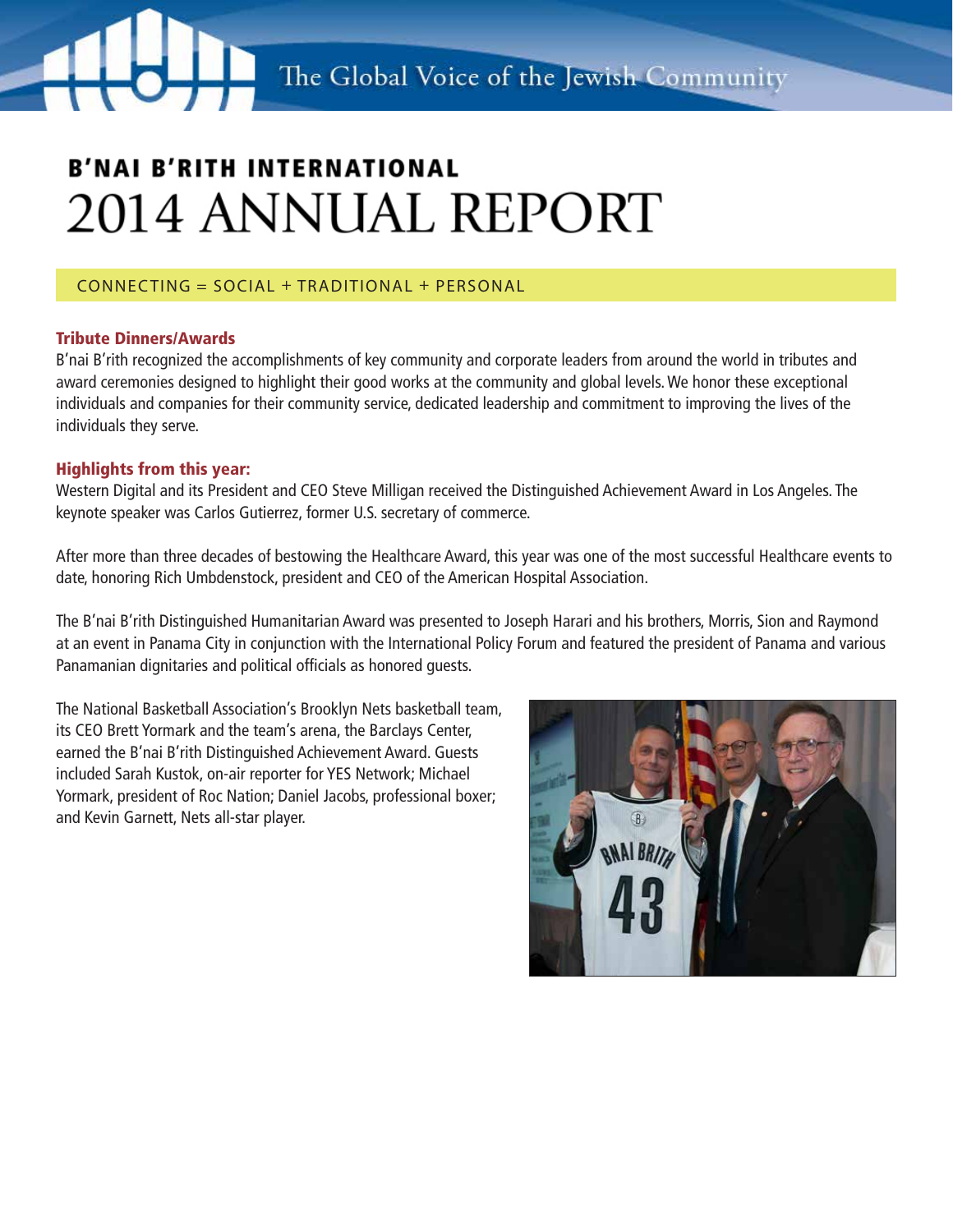# B'NAI B'RITH INTERNATIONAL 2014 ANNUAL REPORT

CONNECTING = SOCIAL + TRADITIONAL + PERSONAL

### Tribute Dinners/Awards

B'nai B'rith recognized the accomplishments of key community and corporate leaders from around the world in tributes and award ceremonies designed to highlight their good works at the community and global levels. We honor these exceptional individuals and companies for their community service, dedicated leadership and commitment to improving the lives of the individuals they serve.

### Highlights from this year:

Western Digital and its President and CEO Steve Milligan received the Distinguished Achievement Award in Los Angeles. The keynote speaker was Carlos Gutierrez, former U.S. secretary of commerce.

After more than three decades of bestowing the Healthcare Award, this year was one of the most successful Healthcare events to date, honoring Rich Umbdenstock, president and CEO of the American Hospital Association.

The B'nai B'rith Distinguished Humanitarian Award was presented to Joseph Harari and his brothers, Morris, Sion and Raymond at an event in Panama City in conjunction with the International Policy Forum and featured the president of Panama and various Panamanian dignitaries and political officials as honored guests.

The National Basketball Association's Brooklyn Nets basketball team, its CEO Brett Yormark and the team's arena, the Barclays Center, earned the B'nai B'rith Distinguished Achievement Award. Guests included Sarah Kustok, on-air reporter for YES Network; Michael Yormark, president of Roc Nation; Daniel Jacobs, professional boxer; and Kevin Garnett, Nets all-star player.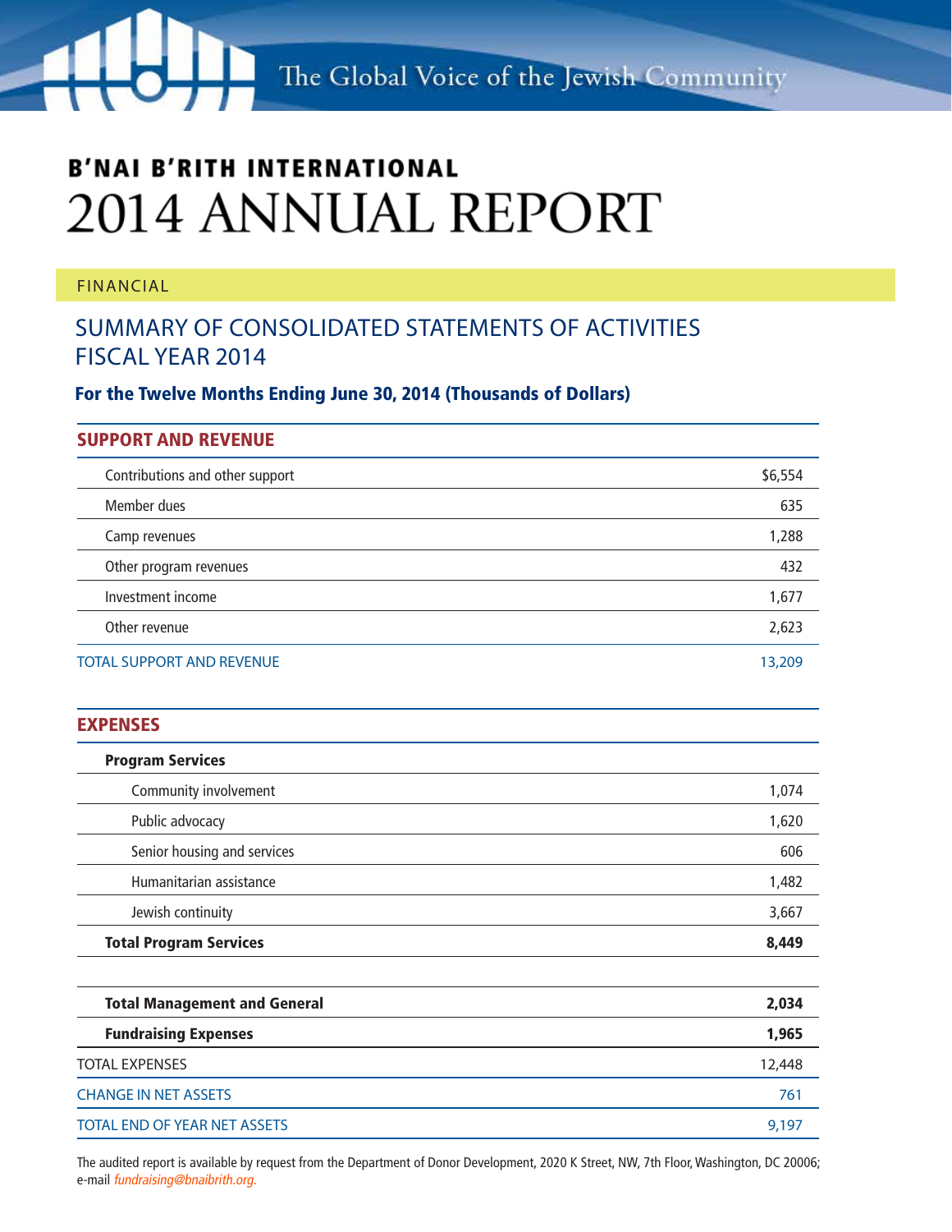The Global Voice of the Jewish Community

**B'NAI B'RITH INTERNATIONAL**

# 2014 ANNUAL REPORT

FINANCIAL

## SUMMARY OF CONSOLIDATED STATEMENTS OF ACTIVITIES FISCAL YEAR 2014

### For the Twelve Months Ending June 30, 2014 (Thousands of Dollars)

| SUPPORT AND REVENUE | |
|---|---|
| Contributions and other support | $6,554 |
| Member dues | 635 |
| Camp revenues | 1,288 |
| Other program revenues | 432 |
| Investment income | 1,677 |
| Other revenue | 2,623 |
| TOTAL SUPPORT AND REVENUE | 13,209 |

| EXPENSES | |
|---|---|
| **Program Services** | |
| Community involvement | 1,074 |
| Public advocacy | 1,620 |
| Senior housing and services | 606 |
| Humanitarian assistance | 1,482 |
| Jewish continuity | 3,667 |
| **Total Program Services** | **8,449** |
| | |
| **Total Management and General** | **2,034** |
| **Fundraising Expenses** | **1,965** |
| TOTAL EXPENSES | 12,448 |
| CHANGE IN NET ASSETS | 761 |
| TOTAL END OF YEAR NET ASSETS | 9,197 |

The audited report is available by request from the Department of Donor Development, 2020 K Street, NW, 7th Floor, Washington, DC 20006; e-mail *fundraising@bnaibrith.org*.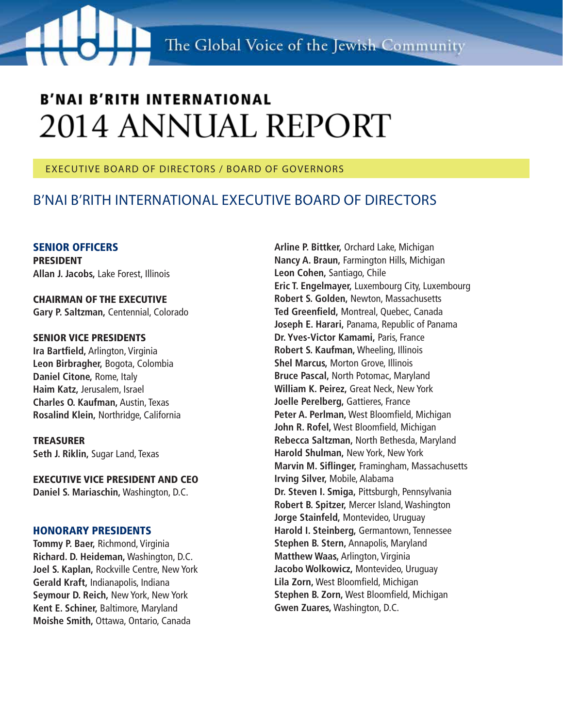The Global Voice of the Jewish Community

**B'NAI B'RITH INTERNATIONAL**

# 2014 ANNUAL REPORT

EXECUTIVE BOARD OF DIRECTORS / BOARD OF GOVERNORS

## B'NAI B'RITH INTERNATIONAL EXECUTIVE BOARD OF DIRECTORS

### SENIOR OFFICERS

**PRESIDENT**
**Allan J. Jacobs,** Lake Forest, Illinois

**CHAIRMAN OF THE EXECUTIVE**
**Gary P. Saltzman,** Centennial, Colorado

**SENIOR VICE PRESIDENTS**
**Ira Bartfield,** Arlington, Virginia
**Leon Birbragher,** Bogota, Colombia
**Daniel Citone,** Rome, Italy
**Haim Katz,** Jerusalem, Israel
**Charles O. Kaufman,** Austin, Texas
**Rosalind Klein,** Northridge, California

**TREASURER**
**Seth J. Riklin,** Sugar Land, Texas

**EXECUTIVE VICE PRESIDENT AND CEO**
**Daniel S. Mariaschin,** Washington, D.C.

### HONORARY PRESIDENTS

**Tommy P. Baer,** Richmond, Virginia
**Richard. D. Heideman,** Washington, D.C.
**Joel S. Kaplan,** Rockville Centre, New York
**Gerald Kraft,** Indianapolis, Indiana
**Seymour D. Reich,** New York, New York
**Kent E. Schiner,** Baltimore, Maryland
**Moishe Smith,** Ottawa, Ontario, Canada

**Arline P. Bittker,** Orchard Lake, Michigan
**Nancy A. Braun,** Farmington Hills, Michigan
**Leon Cohen,** Santiago, Chile
**Eric T. Engelmayer,** Luxembourg City, Luxembourg
**Robert S. Golden,** Newton, Massachusetts
**Ted Greenfield,** Montreal, Quebec, Canada
**Joseph E. Harari,** Panama, Republic of Panama
**Dr. Yves-Victor Kamami,** Paris, France
**Robert S. Kaufman,** Wheeling, Illinois
**Shel Marcus,** Morton Grove, Illinois
**Bruce Pascal,** North Potomac, Maryland
**William K. Peirez,** Great Neck, New York
**Joelle Perelberg,** Gattieres, France
**Peter A. Perlman,** West Bloomfield, Michigan
**John R. Rofel,** West Bloomfield, Michigan
**Rebecca Saltzman,** North Bethesda, Maryland
**Harold Shulman,** New York, New York
**Marvin M. Siflinger,** Framingham, Massachusetts
**Irving Silver,** Mobile, Alabama
**Dr. Steven I. Smiga,** Pittsburgh, Pennsylvania
**Robert B. Spitzer,** Mercer Island, Washington
**Jorge Stainfeld,** Montevideo, Uruguay
**Harold I. Steinberg,** Germantown, Tennessee
**Stephen B. Stern,** Annapolis, Maryland
**Matthew Waas,** Arlington, Virginia
**Jacobo Wolkowicz,** Montevideo, Uruguay
**Lila Zorn,** West Bloomfield, Michigan
**Stephen B. Zorn,** West Bloomfield, Michigan
**Gwen Zuares,** Washington, D.C.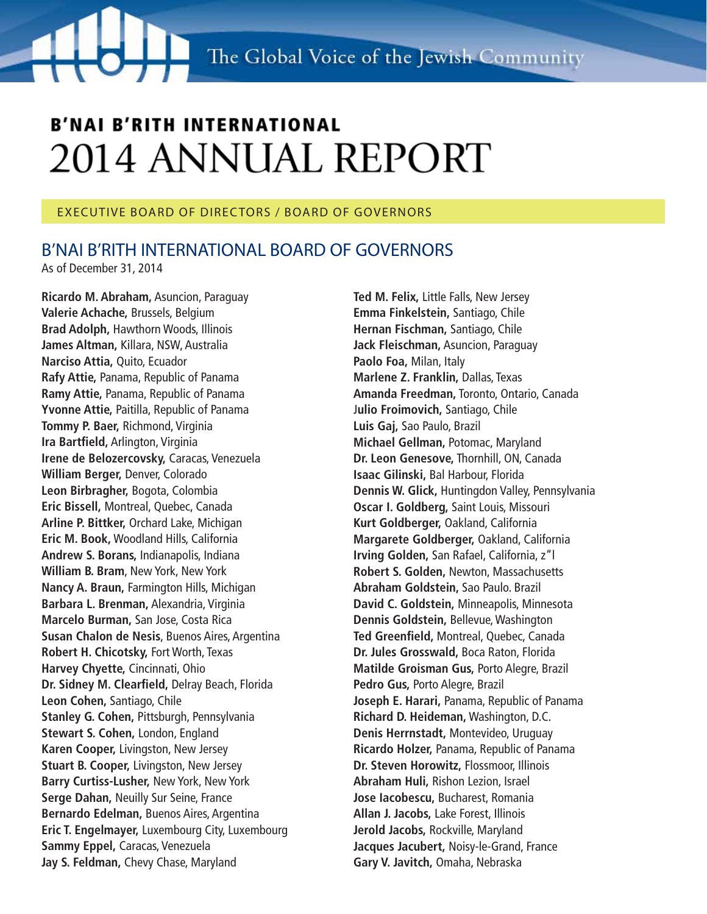The Global Voice of the Jewish Community

# B'NAI B'RITH INTERNATIONAL 2014 ANNUAL REPORT

EXECUTIVE BOARD OF DIRECTORS / BOARD OF GOVERNORS

## B'NAI B'RITH INTERNATIONAL BOARD OF GOVERNORS

As of December 31, 2014

**Ricardo M. Abraham,** Asuncion, Paraguay
**Valerie Achache,** Brussels, Belgium
**Brad Adolph,** Hawthorn Woods, Illinois
**James Altman,** Killara, NSW, Australia
**Narciso Attia,** Quito, Ecuador
**Rafy Attie,** Panama, Republic of Panama
**Ramy Attie,** Panama, Republic of Panama
**Yvonne Attie,** Paitilla, Republic of Panama
**Tommy P. Baer,** Richmond, Virginia
**Ira Bartfield,** Arlington, Virginia
**Irene de Belozercovsky,** Caracas, Venezuela
**William Berger,** Denver, Colorado
**Leon Birbragher,** Bogota, Colombia
**Eric Bissell,** Montreal, Quebec, Canada
**Arline P. Bittker,** Orchard Lake, Michigan
**Eric M. Book,** Woodland Hills, California
**Andrew S. Borans,** Indianapolis, Indiana
**William B. Bram**, New York, New York
**Nancy A. Braun,** Farmington Hills, Michigan
**Barbara L. Brenman,** Alexandria, Virginia
**Marcelo Burman,** San Jose, Costa Rica
**Susan Chalon de Nesis**, Buenos Aires, Argentina
**Robert H. Chicotsky,** Fort Worth, Texas
**Harvey Chyette,** Cincinnati, Ohio
**Dr. Sidney M. Clearfield,** Delray Beach, Florida
**Leon Cohen,** Santiago, Chile
**Stanley G. Cohen,** Pittsburgh, Pennsylvania
**Stewart S. Cohen,** London, England
**Karen Cooper,** Livingston, New Jersey
**Stuart B. Cooper,** Livingston, New Jersey
**Barry Curtiss-Lusher,** New York, New York
**Serge Dahan,** Neuilly Sur Seine, France
**Bernardo Edelman,** Buenos Aires, Argentina
**Eric T. Engelmayer,** Luxembourg City, Luxembourg
**Sammy Eppel,** Caracas, Venezuela
**Jay S. Feldman,** Chevy Chase, Maryland
**Ted M. Felix,** Little Falls, New Jersey
**Emma Finkelstein,** Santiago, Chile
**Hernan Fischman,** Santiago, Chile
**Jack Fleischman,** Asuncion, Paraguay
**Paolo Foa,** Milan, Italy
**Marlene Z. Franklin,** Dallas, Texas
**Amanda Freedman,** Toronto, Ontario, Canada
**Julio Froimovich,** Santiago, Chile
**Luis Gaj,** Sao Paulo, Brazil
**Michael Gellman,** Potomac, Maryland
**Dr. Leon Genesove,** Thornhill, ON, Canada
**Isaac Gilinski,** Bal Harbour, Florida
**Dennis W. Glick,** Huntingdon Valley, Pennsylvania
**Oscar I. Goldberg,** Saint Louis, Missouri
**Kurt Goldberger,** Oakland, California
**Margarete Goldberger,** Oakland, California
**Irving Golden,** San Rafael, California, z"l
**Robert S. Golden,** Newton, Massachusetts
**Abraham Goldstein,** Sao Paulo. Brazil
**David C. Goldstein,** Minneapolis, Minnesota
**Dennis Goldstein,** Bellevue, Washington
**Ted Greenfield,** Montreal, Quebec, Canada
**Dr. Jules Grosswald,** Boca Raton, Florida
**Matilde Groisman Gus,** Porto Alegre, Brazil
**Pedro Gus,** Porto Alegre, Brazil
**Joseph E. Harari,** Panama, Republic of Panama
**Richard D. Heideman,** Washington, D.C.
**Denis Herrnstadt,** Montevideo, Uruguay
**Ricardo Holzer,** Panama, Republic of Panama
**Dr. Steven Horowitz,** Flossmoor, Illinois
**Abraham Huli,** Rishon Lezion, Israel
**Jose Iacobescu,** Bucharest, Romania
**Allan J. Jacobs,** Lake Forest, Illinois
**Jerold Jacobs,** Rockville, Maryland
**Jacques Jacubert,** Noisy-le-Grand, France
**Gary V. Javitch,** Omaha, Nebraska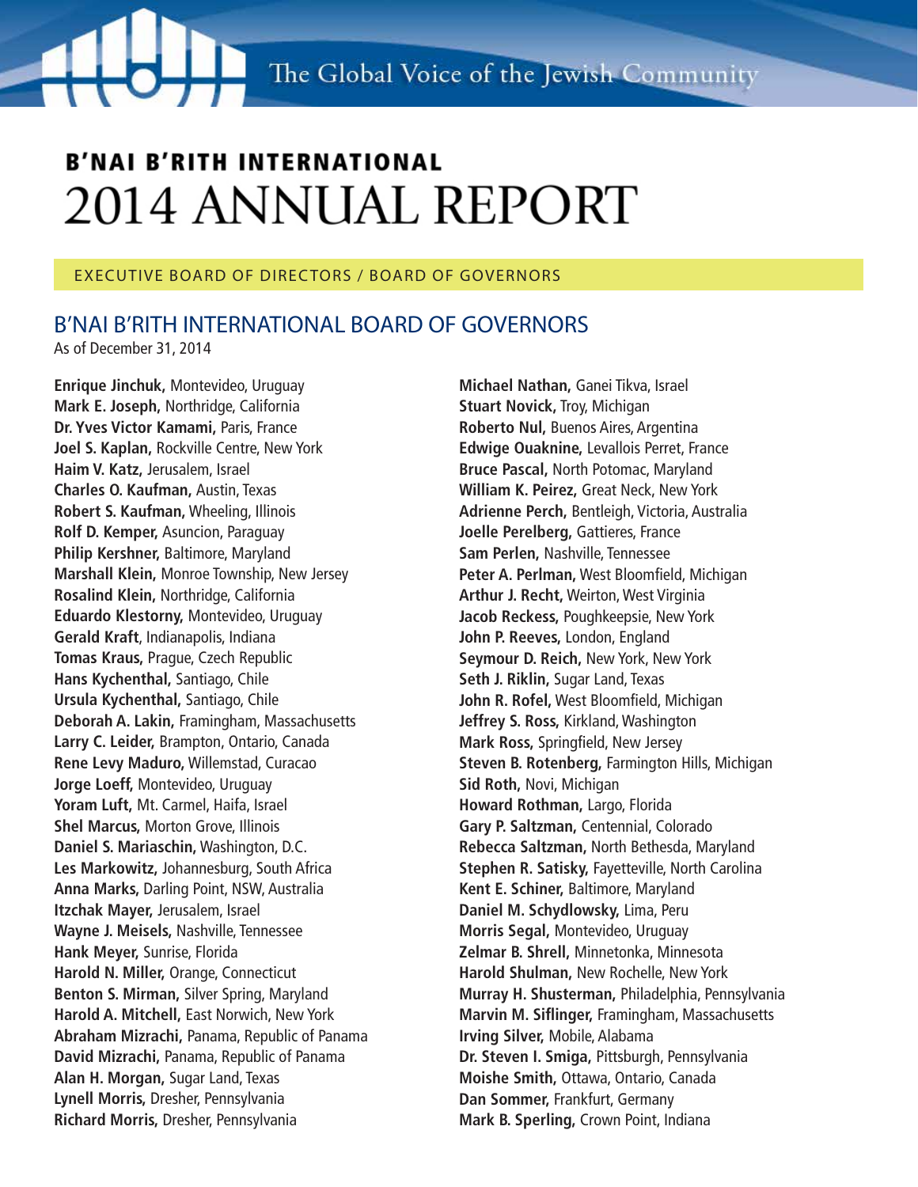The Global Voice of the Jewish Community

# B'NAI B'RITH INTERNATIONAL
# 2014 ANNUAL REPORT

EXECUTIVE BOARD OF DIRECTORS / BOARD OF GOVERNORS

## B'NAI B'RITH INTERNATIONAL BOARD OF GOVERNORS

As of December 31, 2014

**Enrique Jinchuk,** Montevideo, Uruguay
**Mark E. Joseph,** Northridge, California
**Dr. Yves Victor Kamami,** Paris, France
**Joel S. Kaplan**, Rockville Centre, New York
**Haim V. Katz,** Jerusalem, Israel
**Charles O. Kaufman,** Austin, Texas
**Robert S. Kaufman,** Wheeling, Illinois
**Rolf D. Kemper,** Asuncion, Paraguay
**Philip Kershner,** Baltimore, Maryland
**Marshall Klein,** Monroe Township, New Jersey
**Rosalind Klein,** Northridge, California
**Eduardo Klestorny,** Montevideo, Uruguay
**Gerald Kraft**, Indianapolis, Indiana
**Tomas Kraus,** Prague, Czech Republic
**Hans Kychenthal,** Santiago, Chile
**Ursula Kychenthal,** Santiago, Chile
**Deborah A. Lakin,** Framingham, Massachusetts
**Larry C. Leider,** Brampton, Ontario, Canada
**Rene Levy Maduro,** Willemstad, Curacao
**Jorge Loeff,** Montevideo, Uruguay
**Yoram Luft,** Mt. Carmel, Haifa, Israel
**Shel Marcus,** Morton Grove, Illinois
**Daniel S. Mariaschin,** Washington, D.C.
**Les Markowitz,** Johannesburg, South Africa
**Anna Marks,** Darling Point, NSW, Australia
**Itzchak Mayer,** Jerusalem, Israel
**Wayne J. Meisels,** Nashville, Tennessee
**Hank Meyer,** Sunrise, Florida
**Harold N. Miller,** Orange, Connecticut
**Benton S. Mirman,** Silver Spring, Maryland
**Harold A. Mitchell,** East Norwich, New York
**Abraham Mizrachi,** Panama, Republic of Panama
**David Mizrachi,** Panama, Republic of Panama
**Alan H. Morgan,** Sugar Land, Texas
**Lynell Morris,** Dresher, Pennsylvania
**Richard Morris,** Dresher, Pennsylvania
**Michael Nathan,** Ganei Tikva, Israel
**Stuart Novick,** Troy, Michigan
**Roberto Nul,** Buenos Aires, Argentina
**Edwige Ouaknine,** Levallois Perret, France
**Bruce Pascal,** North Potomac, Maryland
**William K. Peirez,** Great Neck, New York
**Adrienne Perch,** Bentleigh, Victoria, Australia
**Joelle Perelberg,** Gattieres, France
**Sam Perlen,** Nashville, Tennessee
**Peter A. Perlman,** West Bloomfield, Michigan
**Arthur J. Recht,** Weirton, West Virginia
**Jacob Reckess,** Poughkeepsie, New York
**John P. Reeves,** London, England
**Seymour D. Reich,** New York, New York
**Seth J. Riklin,** Sugar Land, Texas
**John R. Rofel,** West Bloomfield, Michigan
**Jeffrey S. Ross,** Kirkland, Washington
**Mark Ross,** Springfield, New Jersey
**Steven B. Rotenberg,** Farmington Hills, Michigan
**Sid Roth,** Novi, Michigan
**Howard Rothman,** Largo, Florida
**Gary P. Saltzman,** Centennial, Colorado
**Rebecca Saltzman,** North Bethesda, Maryland
**Stephen R. Satisky,** Fayetteville, North Carolina
**Kent E. Schiner,** Baltimore, Maryland
**Daniel M. Schydlowsky,** Lima, Peru
**Morris Segal,** Montevideo, Uruguay
**Zelmar B. Shrell,** Minnetonka, Minnesota
**Harold Shulman,** New Rochelle, New York
**Murray H. Shusterman,** Philadelphia, Pennsylvania
**Marvin M. Siflinger,** Framingham, Massachusetts
**Irving Silver,** Mobile, Alabama
**Dr. Steven I. Smiga,** Pittsburgh, Pennsylvania
**Moishe Smith,** Ottawa, Ontario, Canada
**Dan Sommer,** Frankfurt, Germany
**Mark B. Sperling,** Crown Point, Indiana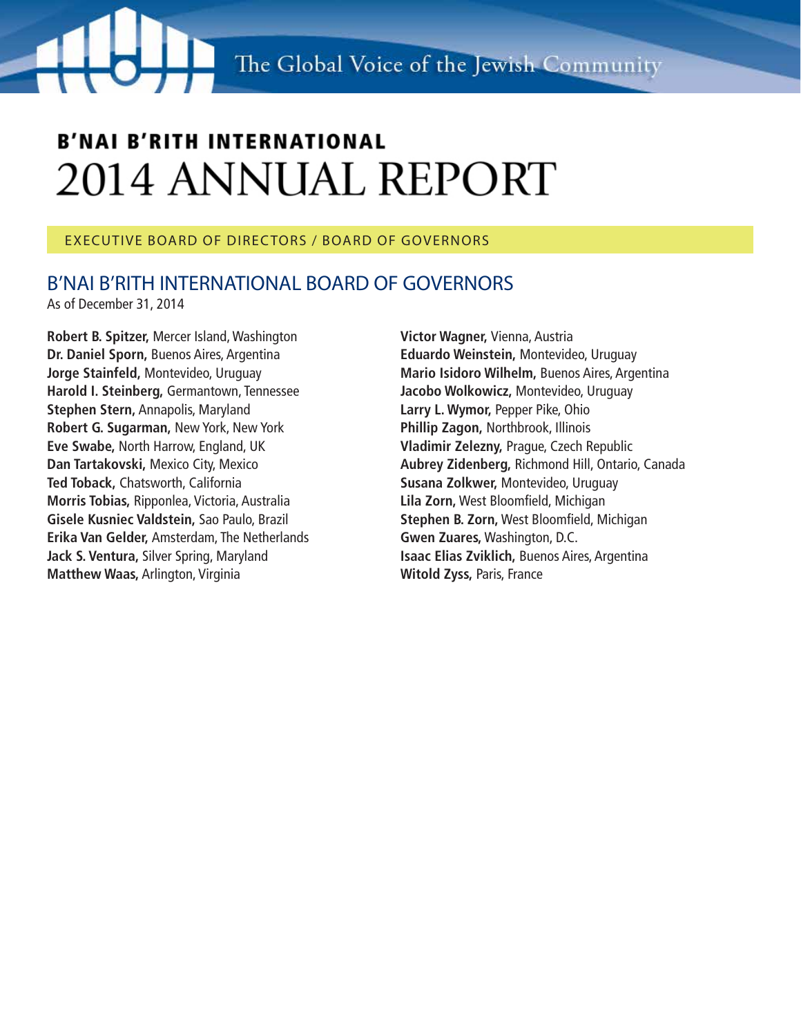# B'NAI B'RITH INTERNATIONAL
# 2014 ANNUAL REPORT

EXECUTIVE BOARD OF DIRECTORS / BOARD OF GOVERNORS

## B'NAI B'RITH INTERNATIONAL BOARD OF GOVERNORS

As of December 31, 2014

**Robert B. Spitzer,** Mercer Island, Washington
**Dr. Daniel Sporn,** Buenos Aires, Argentina
**Jorge Stainfeld,** Montevideo, Uruguay
**Harold I. Steinberg,** Germantown, Tennessee
**Stephen Stern,** Annapolis, Maryland
**Robert G. Sugarman,** New York, New York
**Eve Swabe,** North Harrow, England, UK
**Dan Tartakovski,** Mexico City, Mexico
**Ted Toback,** Chatsworth, California
**Morris Tobias,** Ripponlea, Victoria, Australia
**Gisele Kusniec Valdstein,** Sao Paulo, Brazil
**Erika Van Gelder,** Amsterdam, The Netherlands
**Jack S. Ventura,** Silver Spring, Maryland
**Matthew Waas,** Arlington, Virginia
**Victor Wagner,** Vienna, Austria
**Eduardo Weinstein,** Montevideo, Uruguay
**Mario Isidoro Wilhelm,** Buenos Aires, Argentina
**Jacobo Wolkowicz,** Montevideo, Uruguay
**Larry L. Wymor,** Pepper Pike, Ohio
**Phillip Zagon,** Northbrook, Illinois
**Vladimir Zelezny,** Prague, Czech Republic
**Aubrey Zidenberg,** Richmond Hill, Ontario, Canada
**Susana Zolkwer,** Montevideo, Uruguay
**Lila Zorn,** West Bloomfield, Michigan
**Stephen B. Zorn,** West Bloomfield, Michigan
**Gwen Zuares,** Washington, D.C.
**Isaac Elias Zviklich,** Buenos Aires, Argentina
**Witold Zyss,** Paris, France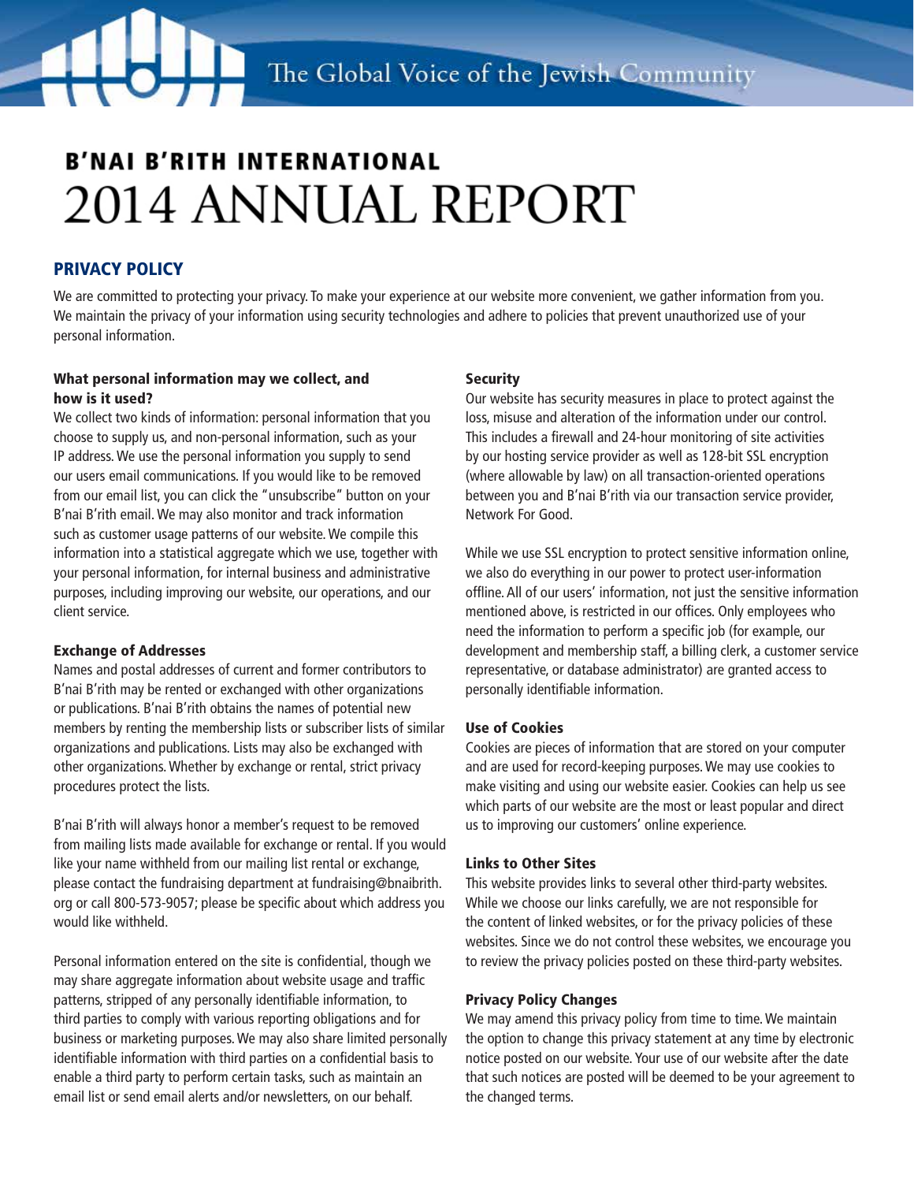The Global Voice of the Jewish Community

**B'NAI B'RITH INTERNATIONAL**

# 2014 ANNUAL REPORT

## PRIVACY POLICY

We are committed to protecting your privacy. To make your experience at our website more convenient, we gather information from you. We maintain the privacy of your information using security technologies and adhere to policies that prevent unauthorized use of your personal information.

### What personal information may we collect, and how is it used?

We collect two kinds of information: personal information that you choose to supply us, and non-personal information, such as your IP address. We use the personal information you supply to send our users email communications. If you would like to be removed from our email list, you can click the "unsubscribe" button on your B'nai B'rith email. We may also monitor and track information such as customer usage patterns of our website. We compile this information into a statistical aggregate which we use, together with your personal information, for internal business and administrative purposes, including improving our website, our operations, and our client service.

### Exchange of Addresses

Names and postal addresses of current and former contributors to B'nai B'rith may be rented or exchanged with other organizations or publications. B'nai B'rith obtains the names of potential new members by renting the membership lists or subscriber lists of similar organizations and publications. Lists may also be exchanged with other organizations. Whether by exchange or rental, strict privacy procedures protect the lists.

B'nai B'rith will always honor a member's request to be removed from mailing lists made available for exchange or rental. If you would like your name withheld from our mailing list rental or exchange, please contact the fundraising department at fundraising@bnaibrith.org or call 800-573-9057; please be specific about which address you would like withheld.

Personal information entered on the site is confidential, though we may share aggregate information about website usage and traffic patterns, stripped of any personally identifiable information, to third parties to comply with various reporting obligations and for business or marketing purposes. We may also share limited personally identifiable information with third parties on a confidential basis to enable a third party to perform certain tasks, such as maintain an email list or send email alerts and/or newsletters, on our behalf.

### Security

Our website has security measures in place to protect against the loss, misuse and alteration of the information under our control. This includes a firewall and 24-hour monitoring of site activities by our hosting service provider as well as 128-bit SSL encryption (where allowable by law) on all transaction-oriented operations between you and B'nai B'rith via our transaction service provider, Network For Good.

While we use SSL encryption to protect sensitive information online, we also do everything in our power to protect user-information offline. All of our users' information, not just the sensitive information mentioned above, is restricted in our offices. Only employees who need the information to perform a specific job (for example, our development and membership staff, a billing clerk, a customer service representative, or database administrator) are granted access to personally identifiable information.

### Use of Cookies

Cookies are pieces of information that are stored on your computer and are used for record-keeping purposes. We may use cookies to make visiting and using our website easier. Cookies can help us see which parts of our website are the most or least popular and direct us to improving our customers' online experience.

### Links to Other Sites

This website provides links to several other third-party websites. While we choose our links carefully, we are not responsible for the content of linked websites, or for the privacy policies of these websites. Since we do not control these websites, we encourage you to review the privacy policies posted on these third-party websites.

### Privacy Policy Changes

We may amend this privacy policy from time to time. We maintain the option to change this privacy statement at any time by electronic notice posted on our website. Your use of our website after the date that such notices are posted will be deemed to be your agreement to the changed terms.